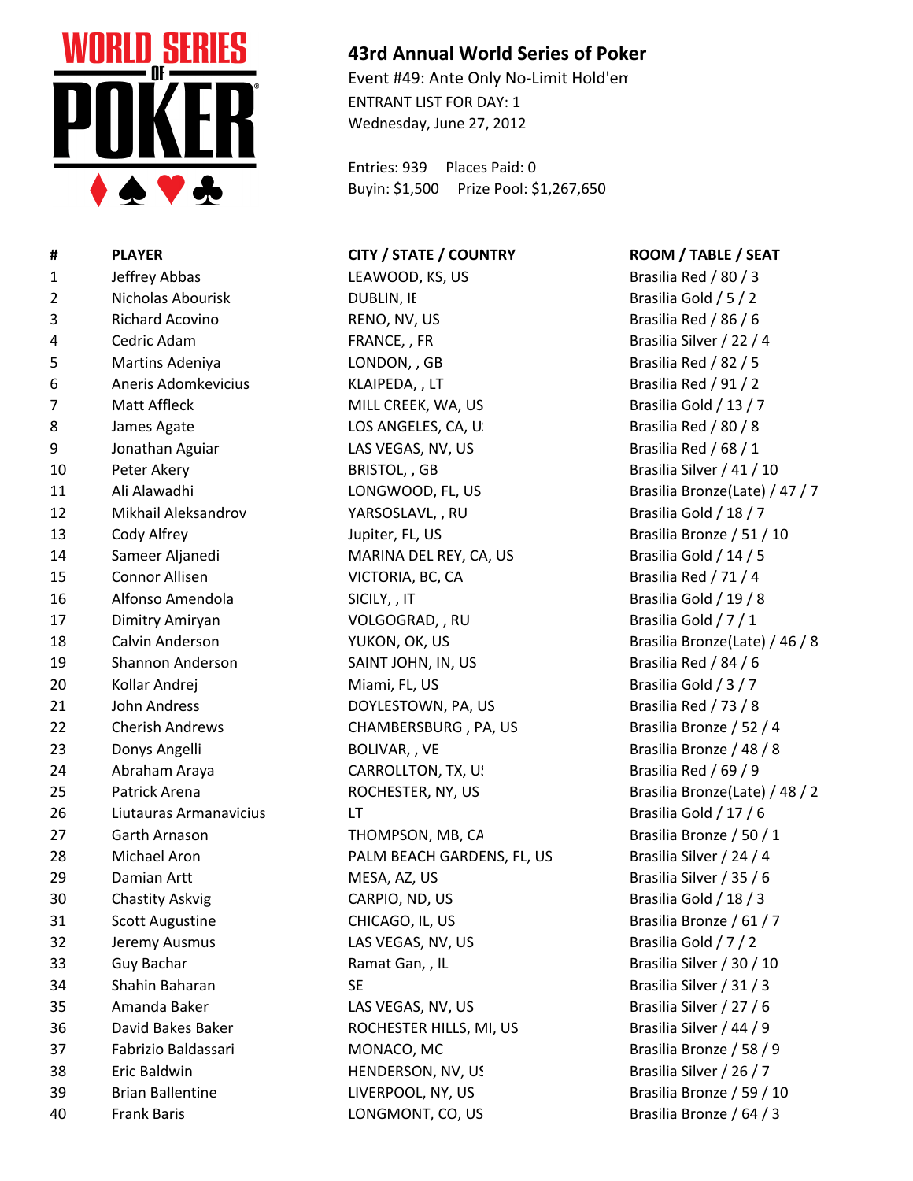WORLD SERIES OF POKER

# 43rd Annual World Series of Poker

Event #49: Ante Only No-Limit Hold'em
ENTRANT LIST FOR DAY: 1
Wednesday, June 27, 2012

Entries: 939 Places Paid: 0
Buyin: $1,500 Prize Pool: $1,267,650

| # | PLAYER | CITY / STATE / COUNTRY | ROOM / TABLE / SEAT |
|---|---|---|---|
| 1 | Jeffrey Abbas | LEAWOOD, KS, US | Brasilia Red / 80 / 3 |
| 2 | Nicholas Abourisk | DUBLIN, IE | Brasilia Gold / 5 / 2 |
| 3 | Richard Acovino | RENO, NV, US | Brasilia Red / 86 / 6 |
| 4 | Cedric Adam | FRANCE, , FR | Brasilia Silver / 22 / 4 |
| 5 | Martins Adeniya | LONDON, , GB | Brasilia Red / 82 / 5 |
| 6 | Aneris Adomkevicius | KLAIPEDA, , LT | Brasilia Red / 91 / 2 |
| 7 | Matt Affleck | MILL CREEK, WA, US | Brasilia Gold / 13 / 7 |
| 8 | James Agate | LOS ANGELES, CA, US | Brasilia Red / 80 / 8 |
| 9 | Jonathan Aguiar | LAS VEGAS, NV, US | Brasilia Red / 68 / 1 |
| 10 | Peter Akery | BRISTOL, , GB | Brasilia Silver / 41 / 10 |
| 11 | Ali Alawadhi | LONGWOOD, FL, US | Brasilia Bronze(Late) / 47 / 7 |
| 12 | Mikhail Aleksandrov | YARSOSLAVL, , RU | Brasilia Gold / 18 / 7 |
| 13 | Cody Alfrey | Jupiter, FL, US | Brasilia Bronze / 51 / 10 |
| 14 | Sameer Aljanedi | MARINA DEL REY, CA, US | Brasilia Gold / 14 / 5 |
| 15 | Connor Allisen | VICTORIA, BC, CA | Brasilia Red / 71 / 4 |
| 16 | Alfonso Amendola | SICILY, , IT | Brasilia Gold / 19 / 8 |
| 17 | Dimitry Amiryan | VOLGOGRAD, , RU | Brasilia Gold / 7 / 1 |
| 18 | Calvin Anderson | YUKON, OK, US | Brasilia Bronze(Late) / 46 / 8 |
| 19 | Shannon Anderson | SAINT JOHN, IN, US | Brasilia Red / 84 / 6 |
| 20 | Kollar Andrej | Miami, FL, US | Brasilia Gold / 3 / 7 |
| 21 | John Andress | DOYLESTOWN, PA, US | Brasilia Red / 73 / 8 |
| 22 | Cherish Andrews | CHAMBERSBURG , PA, US | Brasilia Bronze / 52 / 4 |
| 23 | Donys Angelli | BOLIVAR, , VE | Brasilia Bronze / 48 / 8 |
| 24 | Abraham Araya | CARROLLTON, TX, US | Brasilia Red / 69 / 9 |
| 25 | Patrick Arena | ROCHESTER, NY, US | Brasilia Bronze(Late) / 48 / 2 |
| 26 | Liutauras Armanavicius | LT | Brasilia Gold / 17 / 6 |
| 27 | Garth Arnason | THOMPSON, MB, CA | Brasilia Bronze / 50 / 1 |
| 28 | Michael Aron | PALM BEACH GARDENS, FL, US | Brasilia Silver / 24 / 4 |
| 29 | Damian Artt | MESA, AZ, US | Brasilia Silver / 35 / 6 |
| 30 | Chastity Askvig | CARPIO, ND, US | Brasilia Gold / 18 / 3 |
| 31 | Scott Augustine | CHICAGO, IL, US | Brasilia Bronze / 61 / 7 |
| 32 | Jeremy Ausmus | LAS VEGAS, NV, US | Brasilia Gold / 7 / 2 |
| 33 | Guy Bachar | Ramat Gan, , IL | Brasilia Silver / 30 / 10 |
| 34 | Shahin Baharan | SE | Brasilia Silver / 31 / 3 |
| 35 | Amanda Baker | LAS VEGAS, NV, US | Brasilia Silver / 27 / 6 |
| 36 | David Bakes Baker | ROCHESTER HILLS, MI, US | Brasilia Silver / 44 / 9 |
| 37 | Fabrizio Baldassari | MONACO, MC | Brasilia Bronze / 58 / 9 |
| 38 | Eric Baldwin | HENDERSON, NV, US | Brasilia Silver / 26 / 7 |
| 39 | Brian Ballentine | LIVERPOOL, NY, US | Brasilia Bronze / 59 / 10 |
| 40 | Frank Baris | LONGMONT, CO, US | Brasilia Bronze / 64 / 3 |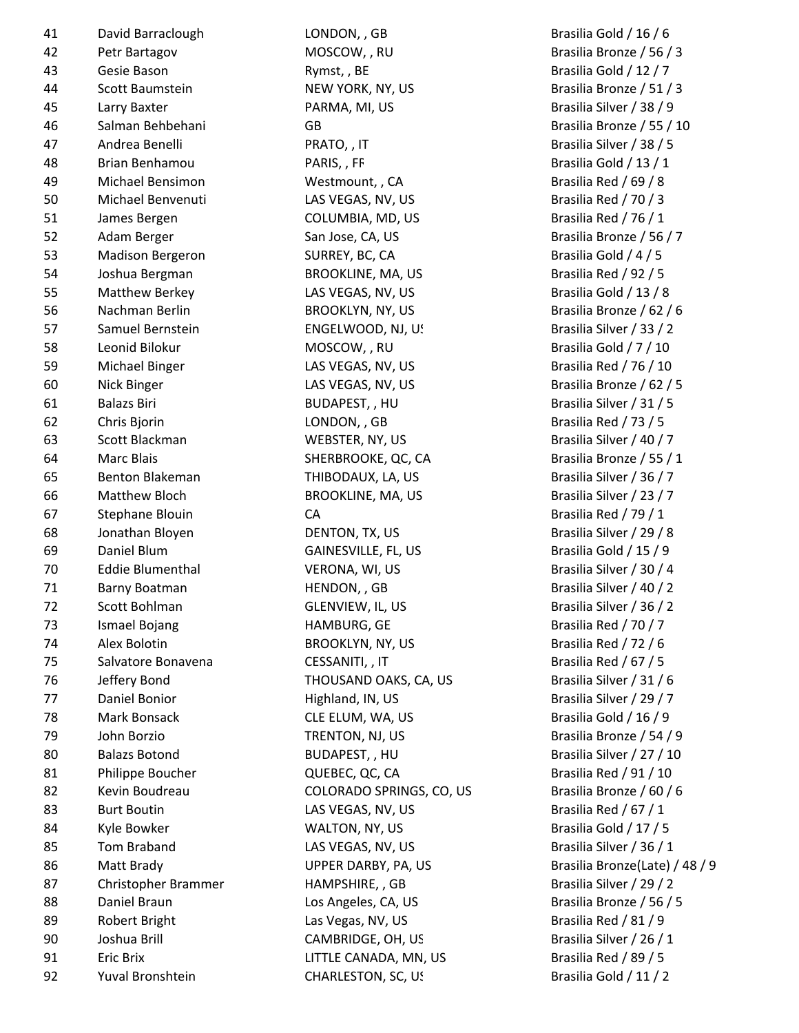| | | | |
|---|---|---|---|
| 41 | David Barraclough | LONDON, , GB | Brasilia Gold / 16 / 6 |
| 42 | Petr Bartagov | MOSCOW, , RU | Brasilia Bronze / 56 / 3 |
| 43 | Gesie Bason | Rymst, , BE | Brasilia Gold / 12 / 7 |
| 44 | Scott Baumstein | NEW YORK, NY, US | Brasilia Bronze / 51 / 3 |
| 45 | Larry Baxter | PARMA, MI, US | Brasilia Silver / 38 / 9 |
| 46 | Salman Behbehani | GB | Brasilia Bronze / 55 / 10 |
| 47 | Andrea Benelli | PRATO, , IT | Brasilia Silver / 38 / 5 |
| 48 | Brian Benhamou | PARIS, , FF | Brasilia Gold / 13 / 1 |
| 49 | Michael Bensimon | Westmount, , CA | Brasilia Red / 69 / 8 |
| 50 | Michael Benvenuti | LAS VEGAS, NV, US | Brasilia Red / 70 / 3 |
| 51 | James Bergen | COLUMBIA, MD, US | Brasilia Red / 76 / 1 |
| 52 | Adam Berger | San Jose, CA, US | Brasilia Bronze / 56 / 7 |
| 53 | Madison Bergeron | SURREY, BC, CA | Brasilia Gold / 4 / 5 |
| 54 | Joshua Bergman | BROOKLINE, MA, US | Brasilia Red / 92 / 5 |
| 55 | Matthew Berkey | LAS VEGAS, NV, US | Brasilia Gold / 13 / 8 |
| 56 | Nachman Berlin | BROOKLYN, NY, US | Brasilia Bronze / 62 / 6 |
| 57 | Samuel Bernstein | ENGELWOOD, NJ, US | Brasilia Silver / 33 / 2 |
| 58 | Leonid Bilokur | MOSCOW, , RU | Brasilia Gold / 7 / 10 |
| 59 | Michael Binger | LAS VEGAS, NV, US | Brasilia Red / 76 / 10 |
| 60 | Nick Binger | LAS VEGAS, NV, US | Brasilia Bronze / 62 / 5 |
| 61 | Balazs Biri | BUDAPEST, , HU | Brasilia Silver / 31 / 5 |
| 62 | Chris Bjorin | LONDON, , GB | Brasilia Red / 73 / 5 |
| 63 | Scott Blackman | WEBSTER, NY, US | Brasilia Silver / 40 / 7 |
| 64 | Marc Blais | SHERBROOKE, QC, CA | Brasilia Bronze / 55 / 1 |
| 65 | Benton Blakeman | THIBODAUX, LA, US | Brasilia Silver / 36 / 7 |
| 66 | Matthew Bloch | BROOKLINE, MA, US | Brasilia Silver / 23 / 7 |
| 67 | Stephane Blouin | CA | Brasilia Red / 79 / 1 |
| 68 | Jonathan Bloyen | DENTON, TX, US | Brasilia Silver / 29 / 8 |
| 69 | Daniel Blum | GAINESVILLE, FL, US | Brasilia Gold / 15 / 9 |
| 70 | Eddie Blumenthal | VERONA, WI, US | Brasilia Silver / 30 / 4 |
| 71 | Barny Boatman | HENDON, , GB | Brasilia Silver / 40 / 2 |
| 72 | Scott Bohlman | GLENVIEW, IL, US | Brasilia Silver / 36 / 2 |
| 73 | Ismael Bojang | HAMBURG, GE | Brasilia Red / 70 / 7 |
| 74 | Alex Bolotin | BROOKLYN, NY, US | Brasilia Red / 72 / 6 |
| 75 | Salvatore Bonavena | CESSANITI, , IT | Brasilia Red / 67 / 5 |
| 76 | Jeffery Bond | THOUSAND OAKS, CA, US | Brasilia Silver / 31 / 6 |
| 77 | Daniel Bonior | Highland, IN, US | Brasilia Silver / 29 / 7 |
| 78 | Mark Bonsack | CLE ELUM, WA, US | Brasilia Gold / 16 / 9 |
| 79 | John Borzio | TRENTON, NJ, US | Brasilia Bronze / 54 / 9 |
| 80 | Balazs Botond | BUDAPEST, , HU | Brasilia Silver / 27 / 10 |
| 81 | Philippe Boucher | QUEBEC, QC, CA | Brasilia Red / 91 / 10 |
| 82 | Kevin Boudreau | COLORADO SPRINGS, CO, US | Brasilia Bronze / 60 / 6 |
| 83 | Burt Boutin | LAS VEGAS, NV, US | Brasilia Red / 67 / 1 |
| 84 | Kyle Bowker | WALTON, NY, US | Brasilia Gold / 17 / 5 |
| 85 | Tom Braband | LAS VEGAS, NV, US | Brasilia Silver / 36 / 1 |
| 86 | Matt Brady | UPPER DARBY, PA, US | Brasilia Bronze(Late) / 48 / 9 |
| 87 | Christopher Brammer | HAMPSHIRE, , GB | Brasilia Silver / 29 / 2 |
| 88 | Daniel Braun | Los Angeles, CA, US | Brasilia Bronze / 56 / 5 |
| 89 | Robert Bright | Las Vegas, NV, US | Brasilia Red / 81 / 9 |
| 90 | Joshua Brill | CAMBRIDGE, OH, US | Brasilia Silver / 26 / 1 |
| 91 | Eric Brix | LITTLE CANADA, MN, US | Brasilia Red / 89 / 5 |
| 92 | Yuval Bronshtein | CHARLESTON, SC, US | Brasilia Gold / 11 / 2 |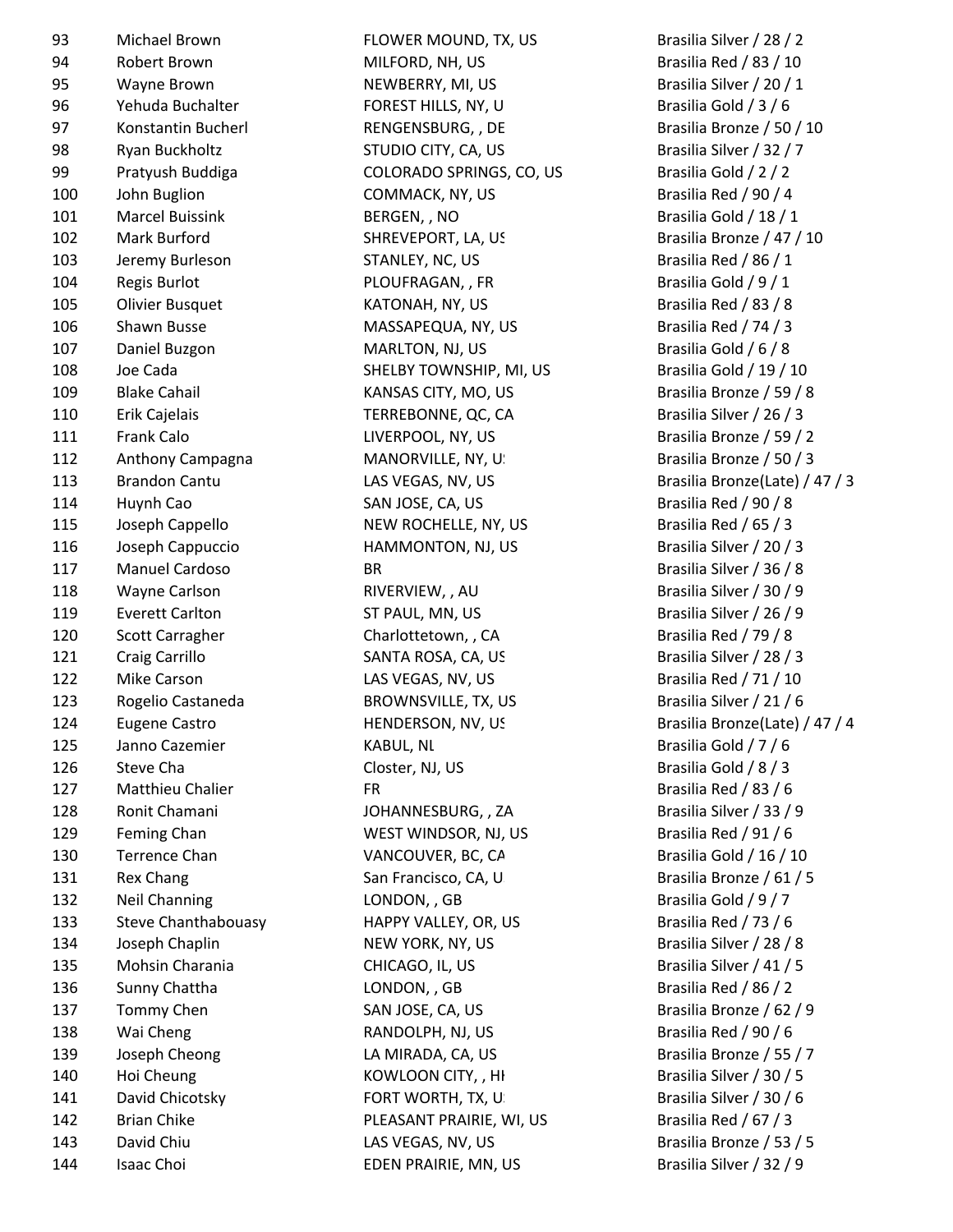| | | | |
|---|---|---|---|
| 93 | Michael Brown | FLOWER MOUND, TX, US | Brasilia Silver / 28 / 2 |
| 94 | Robert Brown | MILFORD, NH, US | Brasilia Red / 83 / 10 |
| 95 | Wayne Brown | NEWBERRY, MI, US | Brasilia Silver / 20 / 1 |
| 96 | Yehuda Buchalter | FOREST HILLS, NY, U | Brasilia Gold / 3 / 6 |
| 97 | Konstantin Bucherl | RENGENSBURG, , DE | Brasilia Bronze / 50 / 10 |
| 98 | Ryan Buckholtz | STUDIO CITY, CA, US | Brasilia Silver / 32 / 7 |
| 99 | Pratyush Buddiga | COLORADO SPRINGS, CO, US | Brasilia Gold / 2 / 2 |
| 100 | John Buglion | COMMACK, NY, US | Brasilia Red / 90 / 4 |
| 101 | Marcel Buissink | BERGEN, , NO | Brasilia Gold / 18 / 1 |
| 102 | Mark Burford | SHREVEPORT, LA, US | Brasilia Bronze / 47 / 10 |
| 103 | Jeremy Burleson | STANLEY, NC, US | Brasilia Red / 86 / 1 |
| 104 | Regis Burlot | PLOUFRAGAN, , FR | Brasilia Gold / 9 / 1 |
| 105 | Olivier Busquet | KATONAH, NY, US | Brasilia Red / 83 / 8 |
| 106 | Shawn Busse | MASSAPEQUA, NY, US | Brasilia Red / 74 / 3 |
| 107 | Daniel Buzgon | MARLTON, NJ, US | Brasilia Gold / 6 / 8 |
| 108 | Joe Cada | SHELBY TOWNSHIP, MI, US | Brasilia Gold / 19 / 10 |
| 109 | Blake Cahail | KANSAS CITY, MO, US | Brasilia Bronze / 59 / 8 |
| 110 | Erik Cajelais | TERREBONNE, QC, CA | Brasilia Silver / 26 / 3 |
| 111 | Frank Calo | LIVERPOOL, NY, US | Brasilia Bronze / 59 / 2 |
| 112 | Anthony Campagna | MANORVILLE, NY, US | Brasilia Bronze / 50 / 3 |
| 113 | Brandon Cantu | LAS VEGAS, NV, US | Brasilia Bronze(Late) / 47 / 3 |
| 114 | Huynh Cao | SAN JOSE, CA, US | Brasilia Red / 90 / 8 |
| 115 | Joseph Cappello | NEW ROCHELLE, NY, US | Brasilia Red / 65 / 3 |
| 116 | Joseph Cappuccio | HAMMONTON, NJ, US | Brasilia Silver / 20 / 3 |
| 117 | Manuel Cardoso | BR | Brasilia Silver / 36 / 8 |
| 118 | Wayne Carlson | RIVERVIEW, , AU | Brasilia Silver / 30 / 9 |
| 119 | Everett Carlton | ST PAUL, MN, US | Brasilia Silver / 26 / 9 |
| 120 | Scott Carragher | Charlottetown, , CA | Brasilia Red / 79 / 8 |
| 121 | Craig Carrillo | SANTA ROSA, CA, US | Brasilia Silver / 28 / 3 |
| 122 | Mike Carson | LAS VEGAS, NV, US | Brasilia Red / 71 / 10 |
| 123 | Rogelio Castaneda | BROWNSVILLE, TX, US | Brasilia Silver / 21 / 6 |
| 124 | Eugene Castro | HENDERSON, NV, US | Brasilia Bronze(Late) / 47 / 4 |
| 125 | Janno Cazemier | KABUL, NL | Brasilia Gold / 7 / 6 |
| 126 | Steve Cha | Closter, NJ, US | Brasilia Gold / 8 / 3 |
| 127 | Matthieu Chalier | FR | Brasilia Red / 83 / 6 |
| 128 | Ronit Chamani | JOHANNESBURG, , ZA | Brasilia Silver / 33 / 9 |
| 129 | Feming Chan | WEST WINDSOR, NJ, US | Brasilia Red / 91 / 6 |
| 130 | Terrence Chan | VANCOUVER, BC, CA | Brasilia Gold / 16 / 10 |
| 131 | Rex Chang | San Francisco, CA, U | Brasilia Bronze / 61 / 5 |
| 132 | Neil Channing | LONDON, , GB | Brasilia Gold / 9 / 7 |
| 133 | Steve Chanthabouasy | HAPPY VALLEY, OR, US | Brasilia Red / 73 / 6 |
| 134 | Joseph Chaplin | NEW YORK, NY, US | Brasilia Silver / 28 / 8 |
| 135 | Mohsin Charania | CHICAGO, IL, US | Brasilia Silver / 41 / 5 |
| 136 | Sunny Chattha | LONDON, , GB | Brasilia Red / 86 / 2 |
| 137 | Tommy Chen | SAN JOSE, CA, US | Brasilia Bronze / 62 / 9 |
| 138 | Wai Cheng | RANDOLPH, NJ, US | Brasilia Red / 90 / 6 |
| 139 | Joseph Cheong | LA MIRADA, CA, US | Brasilia Bronze / 55 / 7 |
| 140 | Hoi Cheung | KOWLOON CITY, , HI | Brasilia Silver / 30 / 5 |
| 141 | David Chicotsky | FORT WORTH, TX, U | Brasilia Silver / 30 / 6 |
| 142 | Brian Chike | PLEASANT PRAIRIE, WI, US | Brasilia Red / 67 / 3 |
| 143 | David Chiu | LAS VEGAS, NV, US | Brasilia Bronze / 53 / 5 |
| 144 | Isaac Choi | EDEN PRAIRIE, MN, US | Brasilia Silver / 32 / 9 |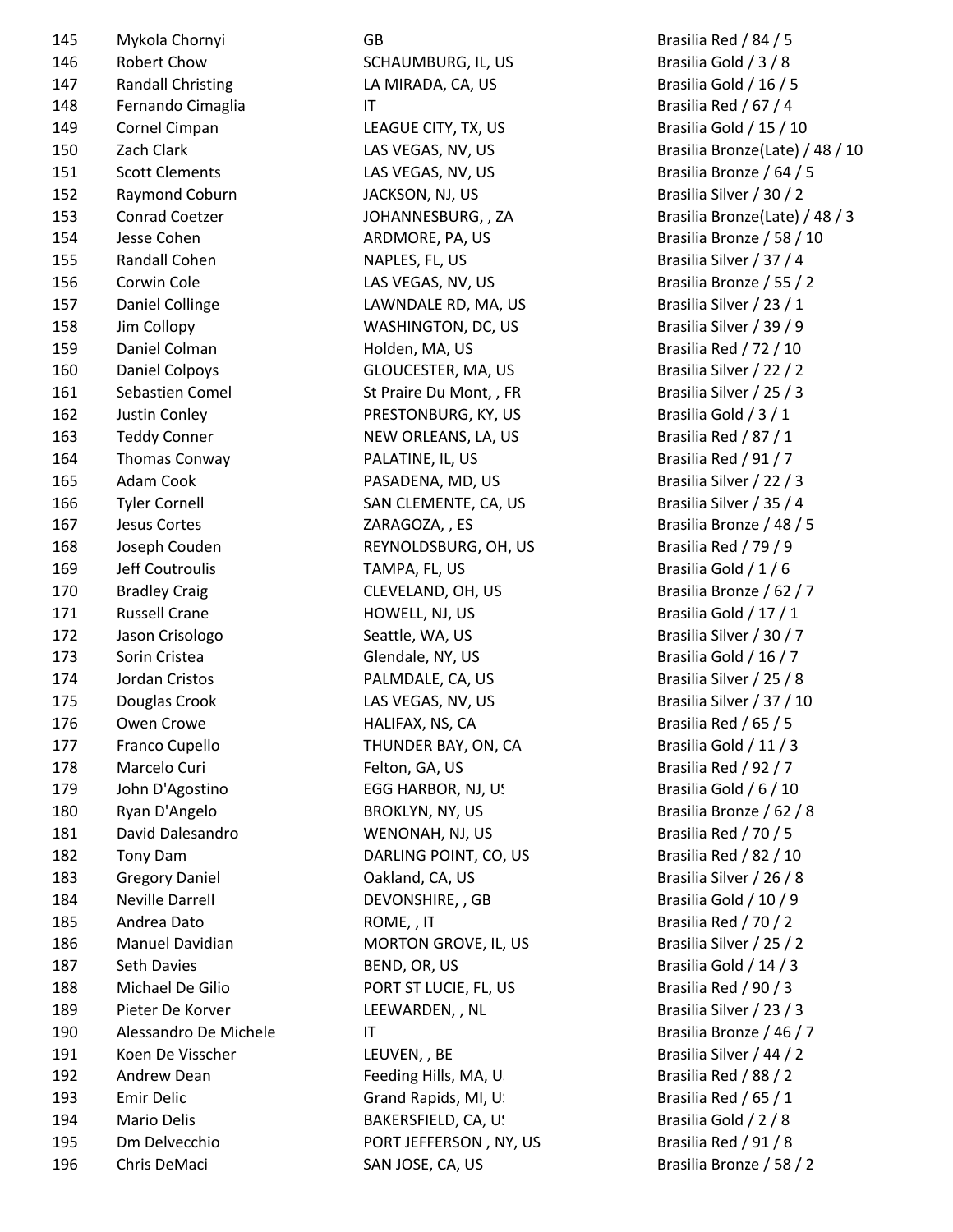| | | | |
|---|---|---|---|
| 145 | Mykola Chornyi | GB | Brasilia Red / 84 / 5 |
| 146 | Robert Chow | SCHAUMBURG, IL, US | Brasilia Gold / 3 / 8 |
| 147 | Randall Christing | LA MIRADA, CA, US | Brasilia Gold / 16 / 5 |
| 148 | Fernando Cimaglia | IT | Brasilia Red / 67 / 4 |
| 149 | Cornel Cimpan | LEAGUE CITY, TX, US | Brasilia Gold / 15 / 10 |
| 150 | Zach Clark | LAS VEGAS, NV, US | Brasilia Bronze(Late) / 48 / 10 |
| 151 | Scott Clements | LAS VEGAS, NV, US | Brasilia Bronze / 64 / 5 |
| 152 | Raymond Coburn | JACKSON, NJ, US | Brasilia Silver / 30 / 2 |
| 153 | Conrad Coetzer | JOHANNESBURG, , ZA | Brasilia Bronze(Late) / 48 / 3 |
| 154 | Jesse Cohen | ARDMORE, PA, US | Brasilia Bronze / 58 / 10 |
| 155 | Randall Cohen | NAPLES, FL, US | Brasilia Silver / 37 / 4 |
| 156 | Corwin Cole | LAS VEGAS, NV, US | Brasilia Bronze / 55 / 2 |
| 157 | Daniel Collinge | LAWNDALE RD, MA, US | Brasilia Silver / 23 / 1 |
| 158 | Jim Collopy | WASHINGTON, DC, US | Brasilia Silver / 39 / 9 |
| 159 | Daniel Colman | Holden, MA, US | Brasilia Red / 72 / 10 |
| 160 | Daniel Colpoys | GLOUCESTER, MA, US | Brasilia Silver / 22 / 2 |
| 161 | Sebastien Comel | St Praire Du Mont, , FR | Brasilia Silver / 25 / 3 |
| 162 | Justin Conley | PRESTONBURG, KY, US | Brasilia Gold / 3 / 1 |
| 163 | Teddy Conner | NEW ORLEANS, LA, US | Brasilia Red / 87 / 1 |
| 164 | Thomas Conway | PALATINE, IL, US | Brasilia Red / 91 / 7 |
| 165 | Adam Cook | PASADENA, MD, US | Brasilia Silver / 22 / 3 |
| 166 | Tyler Cornell | SAN CLEMENTE, CA, US | Brasilia Silver / 35 / 4 |
| 167 | Jesus Cortes | ZARAGOZA, , ES | Brasilia Bronze / 48 / 5 |
| 168 | Joseph Couden | REYNOLDSBURG, OH, US | Brasilia Red / 79 / 9 |
| 169 | Jeff Coutroulis | TAMPA, FL, US | Brasilia Gold / 1 / 6 |
| 170 | Bradley Craig | CLEVELAND, OH, US | Brasilia Bronze / 62 / 7 |
| 171 | Russell Crane | HOWELL, NJ, US | Brasilia Gold / 17 / 1 |
| 172 | Jason Crisologo | Seattle, WA, US | Brasilia Silver / 30 / 7 |
| 173 | Sorin Cristea | Glendale, NY, US | Brasilia Gold / 16 / 7 |
| 174 | Jordan Cristos | PALMDALE, CA, US | Brasilia Silver / 25 / 8 |
| 175 | Douglas Crook | LAS VEGAS, NV, US | Brasilia Silver / 37 / 10 |
| 176 | Owen Crowe | HALIFAX, NS, CA | Brasilia Red / 65 / 5 |
| 177 | Franco Cupello | THUNDER BAY, ON, CA | Brasilia Gold / 11 / 3 |
| 178 | Marcelo Curi | Felton, GA, US | Brasilia Red / 92 / 7 |
| 179 | John D'Agostino | EGG HARBOR, NJ, US | Brasilia Gold / 6 / 10 |
| 180 | Ryan D'Angelo | BROKLYN, NY, US | Brasilia Bronze / 62 / 8 |
| 181 | David Dalesandro | WENONAH, NJ, US | Brasilia Red / 70 / 5 |
| 182 | Tony Dam | DARLING POINT, CO, US | Brasilia Red / 82 / 10 |
| 183 | Gregory Daniel | Oakland, CA, US | Brasilia Silver / 26 / 8 |
| 184 | Neville Darrell | DEVONSHIRE, , GB | Brasilia Gold / 10 / 9 |
| 185 | Andrea Dato | ROME, , IT | Brasilia Red / 70 / 2 |
| 186 | Manuel Davidian | MORTON GROVE, IL, US | Brasilia Silver / 25 / 2 |
| 187 | Seth Davies | BEND, OR, US | Brasilia Gold / 14 / 3 |
| 188 | Michael De Gilio | PORT ST LUCIE, FL, US | Brasilia Red / 90 / 3 |
| 189 | Pieter De Korver | LEEWARDEN, , NL | Brasilia Silver / 23 / 3 |
| 190 | Alessandro De Michele | IT | Brasilia Bronze / 46 / 7 |
| 191 | Koen De Visscher | LEUVEN, , BE | Brasilia Silver / 44 / 2 |
| 192 | Andrew Dean | Feeding Hills, MA, US | Brasilia Red / 88 / 2 |
| 193 | Emir Delic | Grand Rapids, MI, US | Brasilia Red / 65 / 1 |
| 194 | Mario Delis | BAKERSFIELD, CA, US | Brasilia Gold / 2 / 8 |
| 195 | Dm Delvecchio | PORT JEFFERSON , NY, US | Brasilia Red / 91 / 8 |
| 196 | Chris DeMaci | SAN JOSE, CA, US | Brasilia Bronze / 58 / 2 |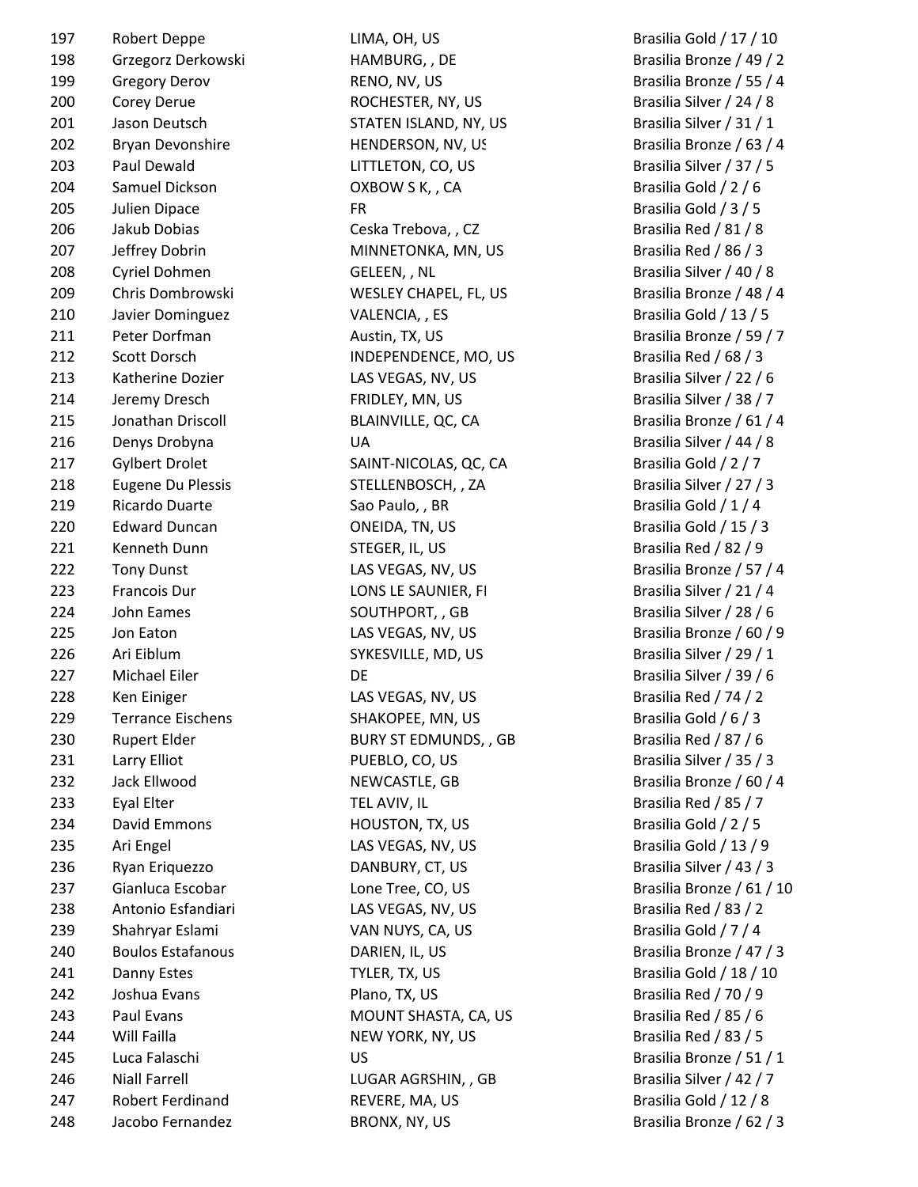| | | | |
|---|---|---|---|
| 197 | Robert Deppe | LIMA, OH, US | Brasilia Gold / 17 / 10 |
| 198 | Grzegorz Derkowski | HAMBURG, , DE | Brasilia Bronze / 49 / 2 |
| 199 | Gregory Derov | RENO, NV, US | Brasilia Bronze / 55 / 4 |
| 200 | Corey Derue | ROCHESTER, NY, US | Brasilia Silver / 24 / 8 |
| 201 | Jason Deutsch | STATEN ISLAND, NY, US | Brasilia Silver / 31 / 1 |
| 202 | Bryan Devonshire | HENDERSON, NV, US | Brasilia Bronze / 63 / 4 |
| 203 | Paul Dewald | LITTLETON, CO, US | Brasilia Silver / 37 / 5 |
| 204 | Samuel Dickson | OXBOW S K, , CA | Brasilia Gold / 2 / 6 |
| 205 | Julien Dipace | FR | Brasilia Gold / 3 / 5 |
| 206 | Jakub Dobias | Ceska Trebova, , CZ | Brasilia Red / 81 / 8 |
| 207 | Jeffrey Dobrin | MINNETONKA, MN, US | Brasilia Red / 86 / 3 |
| 208 | Cyriel Dohmen | GELEEN, , NL | Brasilia Silver / 40 / 8 |
| 209 | Chris Dombrowski | WESLEY CHAPEL, FL, US | Brasilia Bronze / 48 / 4 |
| 210 | Javier Dominguez | VALENCIA, , ES | Brasilia Gold / 13 / 5 |
| 211 | Peter Dorfman | Austin, TX, US | Brasilia Bronze / 59 / 7 |
| 212 | Scott Dorsch | INDEPENDENCE, MO, US | Brasilia Red / 68 / 3 |
| 213 | Katherine Dozier | LAS VEGAS, NV, US | Brasilia Silver / 22 / 6 |
| 214 | Jeremy Dresch | FRIDLEY, MN, US | Brasilia Silver / 38 / 7 |
| 215 | Jonathan Driscoll | BLAINVILLE, QC, CA | Brasilia Bronze / 61 / 4 |
| 216 | Denys Drobyna | UA | Brasilia Silver / 44 / 8 |
| 217 | Gylbert Drolet | SAINT-NICOLAS, QC, CA | Brasilia Gold / 2 / 7 |
| 218 | Eugene Du Plessis | STELLENBOSCH, , ZA | Brasilia Silver / 27 / 3 |
| 219 | Ricardo Duarte | Sao Paulo, , BR | Brasilia Gold / 1 / 4 |
| 220 | Edward Duncan | ONEIDA, TN, US | Brasilia Gold / 15 / 3 |
| 221 | Kenneth Dunn | STEGER, IL, US | Brasilia Red / 82 / 9 |
| 222 | Tony Dunst | LAS VEGAS, NV, US | Brasilia Bronze / 57 / 4 |
| 223 | Francois Dur | LONS LE SAUNIER, FI | Brasilia Silver / 21 / 4 |
| 224 | John Eames | SOUTHPORT, , GB | Brasilia Silver / 28 / 6 |
| 225 | Jon Eaton | LAS VEGAS, NV, US | Brasilia Bronze / 60 / 9 |
| 226 | Ari Eiblum | SYKESVILLE, MD, US | Brasilia Silver / 29 / 1 |
| 227 | Michael Eiler | DE | Brasilia Silver / 39 / 6 |
| 228 | Ken Einiger | LAS VEGAS, NV, US | Brasilia Red / 74 / 2 |
| 229 | Terrance Eischens | SHAKOPEE, MN, US | Brasilia Gold / 6 / 3 |
| 230 | Rupert Elder | BURY ST EDMUNDS, , GB | Brasilia Red / 87 / 6 |
| 231 | Larry Elliot | PUEBLO, CO, US | Brasilia Silver / 35 / 3 |
| 232 | Jack Ellwood | NEWCASTLE, GB | Brasilia Bronze / 60 / 4 |
| 233 | Eyal Elter | TEL AVIV, IL | Brasilia Red / 85 / 7 |
| 234 | David Emmons | HOUSTON, TX, US | Brasilia Gold / 2 / 5 |
| 235 | Ari Engel | LAS VEGAS, NV, US | Brasilia Gold / 13 / 9 |
| 236 | Ryan Eriquezzo | DANBURY, CT, US | Brasilia Silver / 43 / 3 |
| 237 | Gianluca Escobar | Lone Tree, CO, US | Brasilia Bronze / 61 / 10 |
| 238 | Antonio Esfandiari | LAS VEGAS, NV, US | Brasilia Red / 83 / 2 |
| 239 | Shahryar Eslami | VAN NUYS, CA, US | Brasilia Gold / 7 / 4 |
| 240 | Boulos Estafanous | DARIEN, IL, US | Brasilia Bronze / 47 / 3 |
| 241 | Danny Estes | TYLER, TX, US | Brasilia Gold / 18 / 10 |
| 242 | Joshua Evans | Plano, TX, US | Brasilia Red / 70 / 9 |
| 243 | Paul Evans | MOUNT SHASTA, CA, US | Brasilia Red / 85 / 6 |
| 244 | Will Failla | NEW YORK, NY, US | Brasilia Red / 83 / 5 |
| 245 | Luca Falaschi | US | Brasilia Bronze / 51 / 1 |
| 246 | Niall Farrell | LUGAR AGRSHIN, , GB | Brasilia Silver / 42 / 7 |
| 247 | Robert Ferdinand | REVERE, MA, US | Brasilia Gold / 12 / 8 |
| 248 | Jacobo Fernandez | BRONX, NY, US | Brasilia Bronze / 62 / 3 |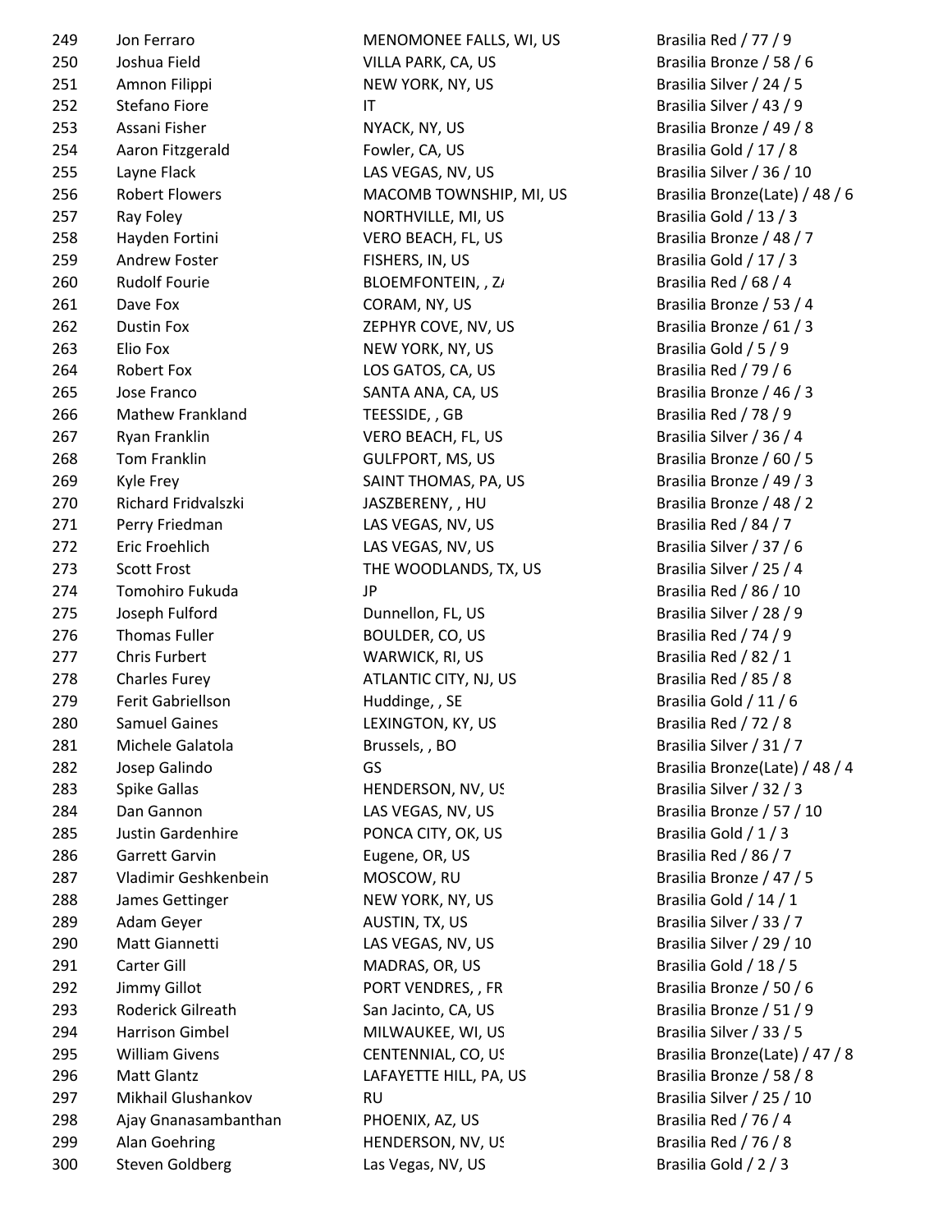| | | | |
|---|---|---|---|
| 249 | Jon Ferraro | MENOMONEE FALLS, WI, US | Brasilia Red / 77 / 9 |
| 250 | Joshua Field | VILLA PARK, CA, US | Brasilia Bronze / 58 / 6 |
| 251 | Amnon Filippi | NEW YORK, NY, US | Brasilia Silver / 24 / 5 |
| 252 | Stefano Fiore | IT | Brasilia Silver / 43 / 9 |
| 253 | Assani Fisher | NYACK, NY, US | Brasilia Bronze / 49 / 8 |
| 254 | Aaron Fitzgerald | Fowler, CA, US | Brasilia Gold / 17 / 8 |
| 255 | Layne Flack | LAS VEGAS, NV, US | Brasilia Silver / 36 / 10 |
| 256 | Robert Flowers | MACOMB TOWNSHIP, MI, US | Brasilia Bronze(Late) / 48 / 6 |
| 257 | Ray Foley | NORTHVILLE, MI, US | Brasilia Gold / 13 / 3 |
| 258 | Hayden Fortini | VERO BEACH, FL, US | Brasilia Bronze / 48 / 7 |
| 259 | Andrew Foster | FISHERS, IN, US | Brasilia Gold / 17 / 3 |
| 260 | Rudolf Fourie | BLOEMFONTEIN, , ZA | Brasilia Red / 68 / 4 |
| 261 | Dave Fox | CORAM, NY, US | Brasilia Bronze / 53 / 4 |
| 262 | Dustin Fox | ZEPHYR COVE, NV, US | Brasilia Bronze / 61 / 3 |
| 263 | Elio Fox | NEW YORK, NY, US | Brasilia Gold / 5 / 9 |
| 264 | Robert Fox | LOS GATOS, CA, US | Brasilia Red / 79 / 6 |
| 265 | Jose Franco | SANTA ANA, CA, US | Brasilia Bronze / 46 / 3 |
| 266 | Mathew Frankland | TEESSIDE, , GB | Brasilia Red / 78 / 9 |
| 267 | Ryan Franklin | VERO BEACH, FL, US | Brasilia Silver / 36 / 4 |
| 268 | Tom Franklin | GULFPORT, MS, US | Brasilia Bronze / 60 / 5 |
| 269 | Kyle Frey | SAINT THOMAS, PA, US | Brasilia Bronze / 49 / 3 |
| 270 | Richard Fridvalszki | JASZBERENY, , HU | Brasilia Bronze / 48 / 2 |
| 271 | Perry Friedman | LAS VEGAS, NV, US | Brasilia Red / 84 / 7 |
| 272 | Eric Froehlich | LAS VEGAS, NV, US | Brasilia Silver / 37 / 6 |
| 273 | Scott Frost | THE WOODLANDS, TX, US | Brasilia Silver / 25 / 4 |
| 274 | Tomohiro Fukuda | JP | Brasilia Red / 86 / 10 |
| 275 | Joseph Fulford | Dunnellon, FL, US | Brasilia Silver / 28 / 9 |
| 276 | Thomas Fuller | BOULDER, CO, US | Brasilia Red / 74 / 9 |
| 277 | Chris Furbert | WARWICK, RI, US | Brasilia Red / 82 / 1 |
| 278 | Charles Furey | ATLANTIC CITY, NJ, US | Brasilia Red / 85 / 8 |
| 279 | Ferit Gabriellson | Huddinge, , SE | Brasilia Gold / 11 / 6 |
| 280 | Samuel Gaines | LEXINGTON, KY, US | Brasilia Red / 72 / 8 |
| 281 | Michele Galatola | Brussels, , BO | Brasilia Silver / 31 / 7 |
| 282 | Josep Galindo | GS | Brasilia Bronze(Late) / 48 / 4 |
| 283 | Spike Gallas | HENDERSON, NV, US | Brasilia Silver / 32 / 3 |
| 284 | Dan Gannon | LAS VEGAS, NV, US | Brasilia Bronze / 57 / 10 |
| 285 | Justin Gardenhire | PONCA CITY, OK, US | Brasilia Gold / 1 / 3 |
| 286 | Garrett Garvin | Eugene, OR, US | Brasilia Red / 86 / 7 |
| 287 | Vladimir Geshkenbein | MOSCOW, RU | Brasilia Bronze / 47 / 5 |
| 288 | James Gettinger | NEW YORK, NY, US | Brasilia Gold / 14 / 1 |
| 289 | Adam Geyer | AUSTIN, TX, US | Brasilia Silver / 33 / 7 |
| 290 | Matt Giannetti | LAS VEGAS, NV, US | Brasilia Silver / 29 / 10 |
| 291 | Carter Gill | MADRAS, OR, US | Brasilia Gold / 18 / 5 |
| 292 | Jimmy Gillot | PORT VENDRES, , FR | Brasilia Bronze / 50 / 6 |
| 293 | Roderick Gilreath | San Jacinto, CA, US | Brasilia Bronze / 51 / 9 |
| 294 | Harrison Gimbel | MILWAUKEE, WI, US | Brasilia Silver / 33 / 5 |
| 295 | William Givens | CENTENNIAL, CO, US | Brasilia Bronze(Late) / 47 / 8 |
| 296 | Matt Glantz | LAFAYETTE HILL, PA, US | Brasilia Bronze / 58 / 8 |
| 297 | Mikhail Glushankov | RU | Brasilia Silver / 25 / 10 |
| 298 | Ajay Gnanasambanthan | PHOENIX, AZ, US | Brasilia Red / 76 / 4 |
| 299 | Alan Goehring | HENDERSON, NV, US | Brasilia Red / 76 / 8 |
| 300 | Steven Goldberg | Las Vegas, NV, US | Brasilia Gold / 2 / 3 |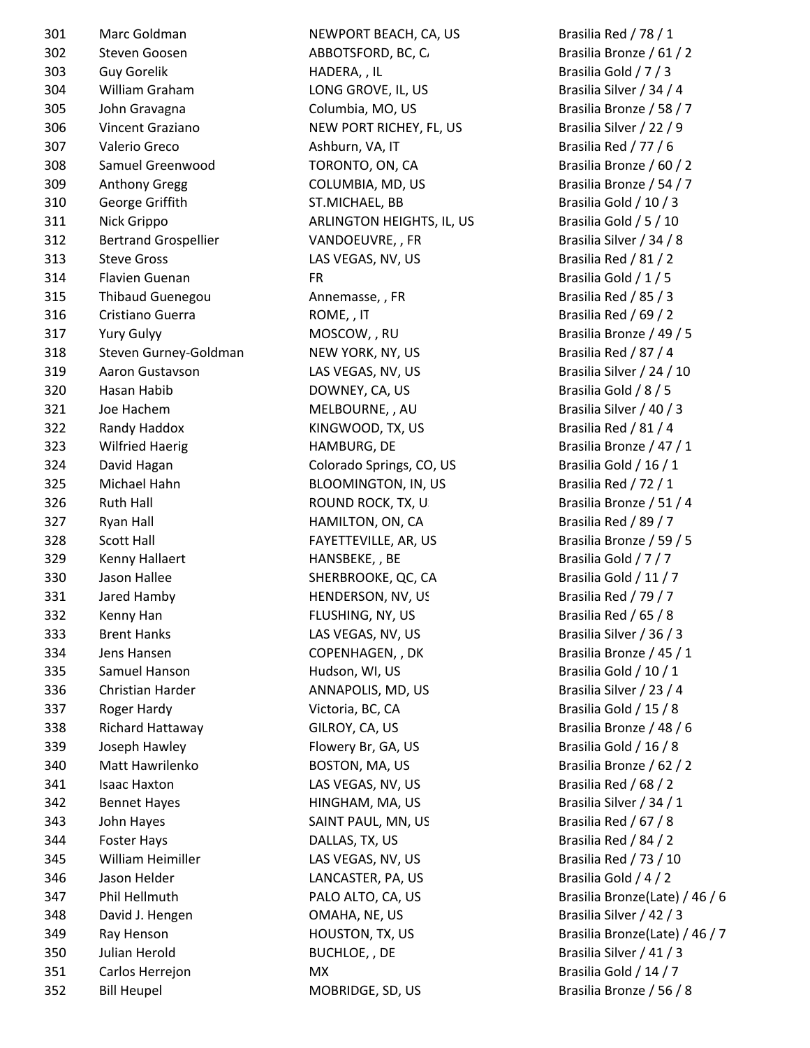| | | | |
|---|---|---|---|
| 301 | Marc Goldman | NEWPORT BEACH, CA, US | Brasilia Red / 78 / 1 |
| 302 | Steven Goosen | ABBOTSFORD, BC, CA | Brasilia Bronze / 61 / 2 |
| 303 | Guy Gorelik | HADERA, , IL | Brasilia Gold / 7 / 3 |
| 304 | William Graham | LONG GROVE, IL, US | Brasilia Silver / 34 / 4 |
| 305 | John Gravagna | Columbia, MO, US | Brasilia Bronze / 58 / 7 |
| 306 | Vincent Graziano | NEW PORT RICHEY, FL, US | Brasilia Silver / 22 / 9 |
| 307 | Valerio Greco | Ashburn, VA, IT | Brasilia Red / 77 / 6 |
| 308 | Samuel Greenwood | TORONTO, ON, CA | Brasilia Bronze / 60 / 2 |
| 309 | Anthony Gregg | COLUMBIA, MD, US | Brasilia Bronze / 54 / 7 |
| 310 | George Griffith | ST.MICHAEL, BB | Brasilia Gold / 10 / 3 |
| 311 | Nick Grippo | ARLINGTON HEIGHTS, IL, US | Brasilia Gold / 5 / 10 |
| 312 | Bertrand Grospellier | VANDOEUVRE, , FR | Brasilia Silver / 34 / 8 |
| 313 | Steve Gross | LAS VEGAS, NV, US | Brasilia Red / 81 / 2 |
| 314 | Flavien Guenan | FR | Brasilia Gold / 1 / 5 |
| 315 | Thibaud Guenegou | Annemasse, , FR | Brasilia Red / 85 / 3 |
| 316 | Cristiano Guerra | ROME, , IT | Brasilia Red / 69 / 2 |
| 317 | Yury Gulyy | MOSCOW, , RU | Brasilia Bronze / 49 / 5 |
| 318 | Steven Gurney-Goldman | NEW YORK, NY, US | Brasilia Red / 87 / 4 |
| 319 | Aaron Gustavson | LAS VEGAS, NV, US | Brasilia Silver / 24 / 10 |
| 320 | Hasan Habib | DOWNEY, CA, US | Brasilia Gold / 8 / 5 |
| 321 | Joe Hachem | MELBOURNE, , AU | Brasilia Silver / 40 / 3 |
| 322 | Randy Haddox | KINGWOOD, TX, US | Brasilia Red / 81 / 4 |
| 323 | Wilfried Haerig | HAMBURG, DE | Brasilia Bronze / 47 / 1 |
| 324 | David Hagan | Colorado Springs, CO, US | Brasilia Gold / 16 / 1 |
| 325 | Michael Hahn | BLOOMINGTON, IN, US | Brasilia Red / 72 / 1 |
| 326 | Ruth Hall | ROUND ROCK, TX, US | Brasilia Bronze / 51 / 4 |
| 327 | Ryan Hall | HAMILTON, ON, CA | Brasilia Red / 89 / 7 |
| 328 | Scott Hall | FAYETTEVILLE, AR, US | Brasilia Bronze / 59 / 5 |
| 329 | Kenny Hallaert | HANSBEKE, , BE | Brasilia Gold / 7 / 7 |
| 330 | Jason Hallee | SHERBROOKE, QC, CA | Brasilia Gold / 11 / 7 |
| 331 | Jared Hamby | HENDERSON, NV, US | Brasilia Red / 79 / 7 |
| 332 | Kenny Han | FLUSHING, NY, US | Brasilia Red / 65 / 8 |
| 333 | Brent Hanks | LAS VEGAS, NV, US | Brasilia Silver / 36 / 3 |
| 334 | Jens Hansen | COPENHAGEN, , DK | Brasilia Bronze / 45 / 1 |
| 335 | Samuel Hanson | Hudson, WI, US | Brasilia Gold / 10 / 1 |
| 336 | Christian Harder | ANNAPOLIS, MD, US | Brasilia Silver / 23 / 4 |
| 337 | Roger Hardy | Victoria, BC, CA | Brasilia Gold / 15 / 8 |
| 338 | Richard Hattaway | GILROY, CA, US | Brasilia Bronze / 48 / 6 |
| 339 | Joseph Hawley | Flowery Br, GA, US | Brasilia Gold / 16 / 8 |
| 340 | Matt Hawrilenko | BOSTON, MA, US | Brasilia Bronze / 62 / 2 |
| 341 | Isaac Haxton | LAS VEGAS, NV, US | Brasilia Red / 68 / 2 |
| 342 | Bennet Hayes | HINGHAM, MA, US | Brasilia Silver / 34 / 1 |
| 343 | John Hayes | SAINT PAUL, MN, US | Brasilia Red / 67 / 8 |
| 344 | Foster Hays | DALLAS, TX, US | Brasilia Red / 84 / 2 |
| 345 | William Heimiller | LAS VEGAS, NV, US | Brasilia Red / 73 / 10 |
| 346 | Jason Helder | LANCASTER, PA, US | Brasilia Gold / 4 / 2 |
| 347 | Phil Hellmuth | PALO ALTO, CA, US | Brasilia Bronze(Late) / 46 / 6 |
| 348 | David J. Hengen | OMAHA, NE, US | Brasilia Silver / 42 / 3 |
| 349 | Ray Henson | HOUSTON, TX, US | Brasilia Bronze(Late) / 46 / 7 |
| 350 | Julian Herold | BUCHLOE, , DE | Brasilia Silver / 41 / 3 |
| 351 | Carlos Herrejon | MX | Brasilia Gold / 14 / 7 |
| 352 | Bill Heupel | MOBRIDGE, SD, US | Brasilia Bronze / 56 / 8 |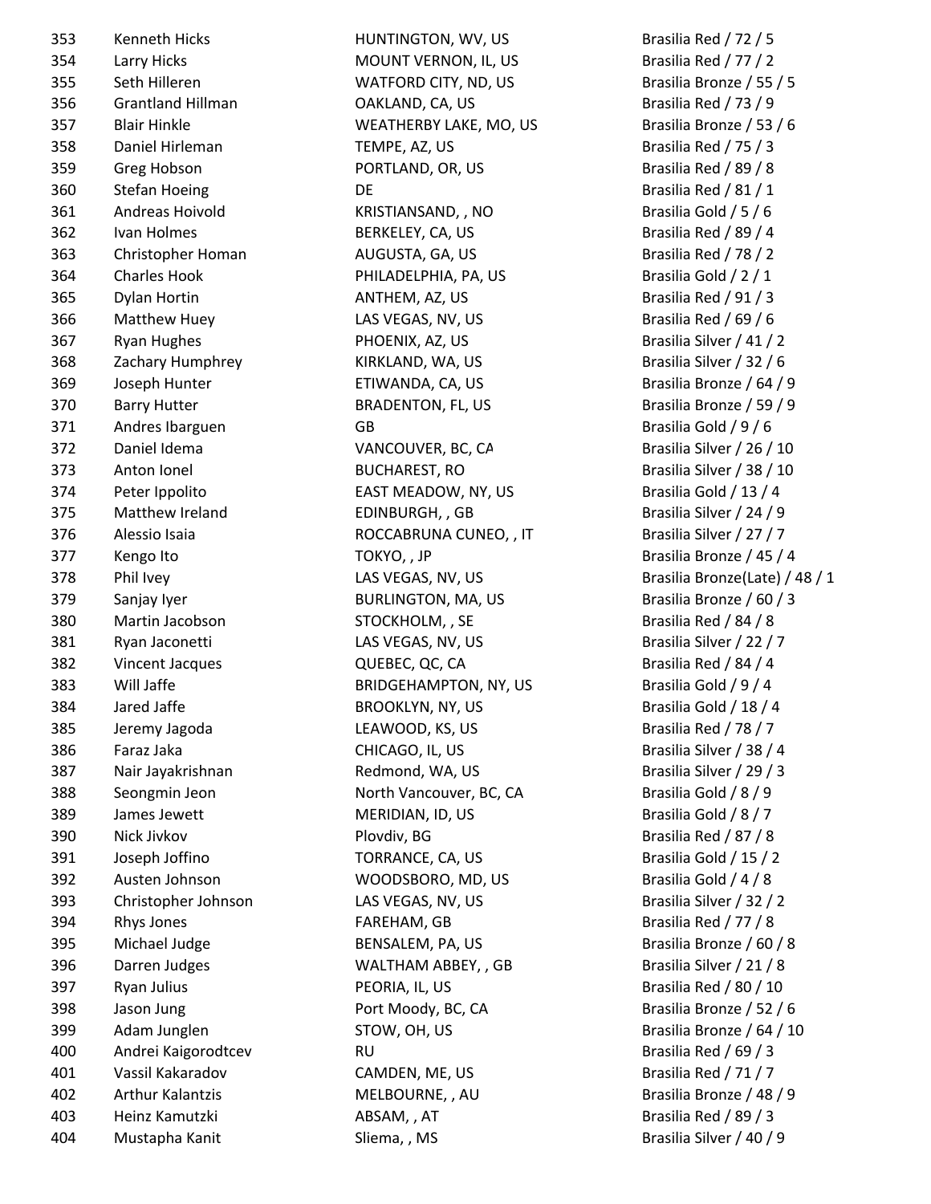| | | | |
|---|---|---|---|
| 353 | Kenneth Hicks | HUNTINGTON, WV, US | Brasilia Red / 72 / 5 |
| 354 | Larry Hicks | MOUNT VERNON, IL, US | Brasilia Red / 77 / 2 |
| 355 | Seth Hilleren | WATFORD CITY, ND, US | Brasilia Bronze / 55 / 5 |
| 356 | Grantland Hillman | OAKLAND, CA, US | Brasilia Red / 73 / 9 |
| 357 | Blair Hinkle | WEATHERBY LAKE, MO, US | Brasilia Bronze / 53 / 6 |
| 358 | Daniel Hirleman | TEMPE, AZ, US | Brasilia Red / 75 / 3 |
| 359 | Greg Hobson | PORTLAND, OR, US | Brasilia Red / 89 / 8 |
| 360 | Stefan Hoeing | DE | Brasilia Red / 81 / 1 |
| 361 | Andreas Hoivold | KRISTIANSAND, , NO | Brasilia Gold / 5 / 6 |
| 362 | Ivan Holmes | BERKELEY, CA, US | Brasilia Red / 89 / 4 |
| 363 | Christopher Homan | AUGUSTA, GA, US | Brasilia Red / 78 / 2 |
| 364 | Charles Hook | PHILADELPHIA, PA, US | Brasilia Gold / 2 / 1 |
| 365 | Dylan Hortin | ANTHEM, AZ, US | Brasilia Red / 91 / 3 |
| 366 | Matthew Huey | LAS VEGAS, NV, US | Brasilia Red / 69 / 6 |
| 367 | Ryan Hughes | PHOENIX, AZ, US | Brasilia Silver / 41 / 2 |
| 368 | Zachary Humphrey | KIRKLAND, WA, US | Brasilia Silver / 32 / 6 |
| 369 | Joseph Hunter | ETIWANDA, CA, US | Brasilia Bronze / 64 / 9 |
| 370 | Barry Hutter | BRADENTON, FL, US | Brasilia Bronze / 59 / 9 |
| 371 | Andres Ibarguen | GB | Brasilia Gold / 9 / 6 |
| 372 | Daniel Idema | VANCOUVER, BC, CA | Brasilia Silver / 26 / 10 |
| 373 | Anton Ionel | BUCHAREST, RO | Brasilia Silver / 38 / 10 |
| 374 | Peter Ippolito | EAST MEADOW, NY, US | Brasilia Gold / 13 / 4 |
| 375 | Matthew Ireland | EDINBURGH, , GB | Brasilia Silver / 24 / 9 |
| 376 | Alessio Isaia | ROCCABRUNA CUNEO, , IT | Brasilia Silver / 27 / 7 |
| 377 | Kengo Ito | TOKYO, , JP | Brasilia Bronze / 45 / 4 |
| 378 | Phil Ivey | LAS VEGAS, NV, US | Brasilia Bronze(Late) / 48 / 1 |
| 379 | Sanjay Iyer | BURLINGTON, MA, US | Brasilia Bronze / 60 / 3 |
| 380 | Martin Jacobson | STOCKHOLM, , SE | Brasilia Red / 84 / 8 |
| 381 | Ryan Jaconetti | LAS VEGAS, NV, US | Brasilia Silver / 22 / 7 |
| 382 | Vincent Jacques | QUEBEC, QC, CA | Brasilia Red / 84 / 4 |
| 383 | Will Jaffe | BRIDGEHAMPTON, NY, US | Brasilia Gold / 9 / 4 |
| 384 | Jared Jaffe | BROOKLYN, NY, US | Brasilia Gold / 18 / 4 |
| 385 | Jeremy Jagoda | LEAWOOD, KS, US | Brasilia Red / 78 / 7 |
| 386 | Faraz Jaka | CHICAGO, IL, US | Brasilia Silver / 38 / 4 |
| 387 | Nair Jayakrishnan | Redmond, WA, US | Brasilia Silver / 29 / 3 |
| 388 | Seongmin Jeon | North Vancouver, BC, CA | Brasilia Gold / 8 / 9 |
| 389 | James Jewett | MERIDIAN, ID, US | Brasilia Gold / 8 / 7 |
| 390 | Nick Jivkov | Plovdiv, BG | Brasilia Red / 87 / 8 |
| 391 | Joseph Joffino | TORRANCE, CA, US | Brasilia Gold / 15 / 2 |
| 392 | Austen Johnson | WOODSBORO, MD, US | Brasilia Gold / 4 / 8 |
| 393 | Christopher Johnson | LAS VEGAS, NV, US | Brasilia Silver / 32 / 2 |
| 394 | Rhys Jones | FAREHAM, GB | Brasilia Red / 77 / 8 |
| 395 | Michael Judge | BENSALEM, PA, US | Brasilia Bronze / 60 / 8 |
| 396 | Darren Judges | WALTHAM ABBEY, , GB | Brasilia Silver / 21 / 8 |
| 397 | Ryan Julius | PEORIA, IL, US | Brasilia Red / 80 / 10 |
| 398 | Jason Jung | Port Moody, BC, CA | Brasilia Bronze / 52 / 6 |
| 399 | Adam Junglen | STOW, OH, US | Brasilia Bronze / 64 / 10 |
| 400 | Andrei Kaigorodtcev | RU | Brasilia Red / 69 / 3 |
| 401 | Vassil Kakaradov | CAMDEN, ME, US | Brasilia Red / 71 / 7 |
| 402 | Arthur Kalantzis | MELBOURNE, , AU | Brasilia Bronze / 48 / 9 |
| 403 | Heinz Kamutzki | ABSAM, , AT | Brasilia Red / 89 / 3 |
| 404 | Mustapha Kanit | Sliema, , MS | Brasilia Silver / 40 / 9 |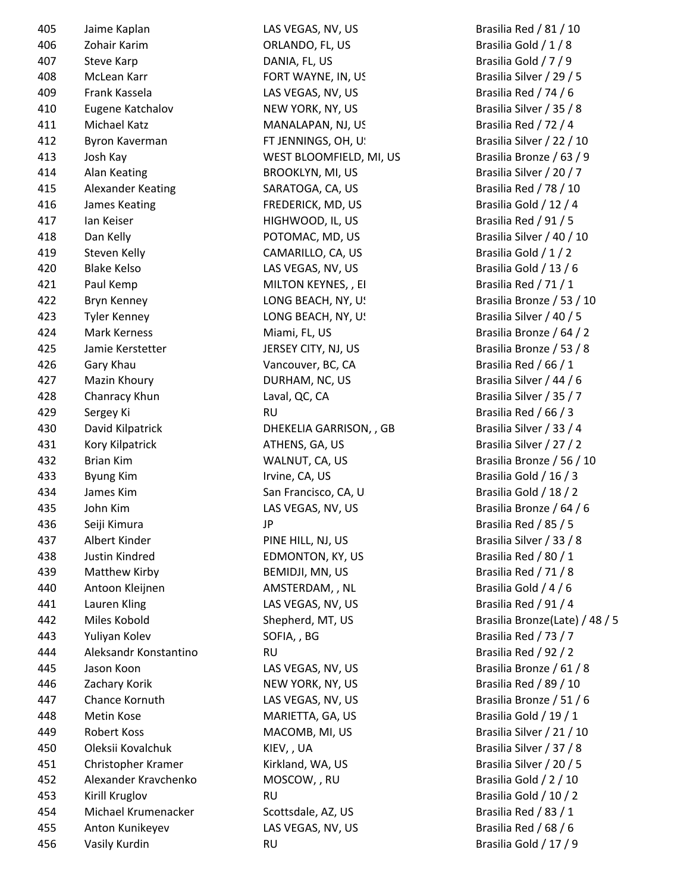| | | | |
|---|---|---|---|
| 405 | Jaime Kaplan | LAS VEGAS, NV, US | Brasilia Red / 81 / 10 |
| 406 | Zohair Karim | ORLANDO, FL, US | Brasilia Gold / 1 / 8 |
| 407 | Steve Karp | DANIA, FL, US | Brasilia Gold / 7 / 9 |
| 408 | McLean Karr | FORT WAYNE, IN, US | Brasilia Silver / 29 / 5 |
| 409 | Frank Kassela | LAS VEGAS, NV, US | Brasilia Red / 74 / 6 |
| 410 | Eugene Katchalov | NEW YORK, NY, US | Brasilia Silver / 35 / 8 |
| 411 | Michael Katz | MANALAPAN, NJ, US | Brasilia Red / 72 / 4 |
| 412 | Byron Kaverman | FT JENNINGS, OH, US | Brasilia Silver / 22 / 10 |
| 413 | Josh Kay | WEST BLOOMFIELD, MI, US | Brasilia Bronze / 63 / 9 |
| 414 | Alan Keating | BROOKLYN, MI, US | Brasilia Silver / 20 / 7 |
| 415 | Alexander Keating | SARATOGA, CA, US | Brasilia Red / 78 / 10 |
| 416 | James Keating | FREDERICK, MD, US | Brasilia Gold / 12 / 4 |
| 417 | Ian Keiser | HIGHWOOD, IL, US | Brasilia Red / 91 / 5 |
| 418 | Dan Kelly | POTOMAC, MD, US | Brasilia Silver / 40 / 10 |
| 419 | Steven Kelly | CAMARILLO, CA, US | Brasilia Gold / 1 / 2 |
| 420 | Blake Kelso | LAS VEGAS, NV, US | Brasilia Gold / 13 / 6 |
| 421 | Paul Kemp | MILTON KEYNES, , EI | Brasilia Red / 71 / 1 |
| 422 | Bryn Kenney | LONG BEACH, NY, US | Brasilia Bronze / 53 / 10 |
| 423 | Tyler Kenney | LONG BEACH, NY, US | Brasilia Silver / 40 / 5 |
| 424 | Mark Kerness | Miami, FL, US | Brasilia Bronze / 64 / 2 |
| 425 | Jamie Kerstetter | JERSEY CITY, NJ, US | Brasilia Bronze / 53 / 8 |
| 426 | Gary Khau | Vancouver, BC, CA | Brasilia Red / 66 / 1 |
| 427 | Mazin Khoury | DURHAM, NC, US | Brasilia Silver / 44 / 6 |
| 428 | Chanracy Khun | Laval, QC, CA | Brasilia Silver / 35 / 7 |
| 429 | Sergey Ki | RU | Brasilia Red / 66 / 3 |
| 430 | David Kilpatrick | DHEKELIA GARRISON, , GB | Brasilia Silver / 33 / 4 |
| 431 | Kory Kilpatrick | ATHENS, GA, US | Brasilia Silver / 27 / 2 |
| 432 | Brian Kim | WALNUT, CA, US | Brasilia Bronze / 56 / 10 |
| 433 | Byung Kim | Irvine, CA, US | Brasilia Gold / 16 / 3 |
| 434 | James Kim | San Francisco, CA, U | Brasilia Gold / 18 / 2 |
| 435 | John Kim | LAS VEGAS, NV, US | Brasilia Bronze / 64 / 6 |
| 436 | Seiji Kimura | JP | Brasilia Red / 85 / 5 |
| 437 | Albert Kinder | PINE HILL, NJ, US | Brasilia Silver / 33 / 8 |
| 438 | Justin Kindred | EDMONTON, KY, US | Brasilia Red / 80 / 1 |
| 439 | Matthew Kirby | BEMIDJI, MN, US | Brasilia Red / 71 / 8 |
| 440 | Antoon Kleijnen | AMSTERDAM, , NL | Brasilia Gold / 4 / 6 |
| 441 | Lauren Kling | LAS VEGAS, NV, US | Brasilia Red / 91 / 4 |
| 442 | Miles Kobold | Shepherd, MT, US | Brasilia Bronze(Late) / 48 / 5 |
| 443 | Yuliyan Kolev | SOFIA, , BG | Brasilia Red / 73 / 7 |
| 444 | Aleksandr Konstantino | RU | Brasilia Red / 92 / 2 |
| 445 | Jason Koon | LAS VEGAS, NV, US | Brasilia Bronze / 61 / 8 |
| 446 | Zachary Korik | NEW YORK, NY, US | Brasilia Red / 89 / 10 |
| 447 | Chance Kornuth | LAS VEGAS, NV, US | Brasilia Bronze / 51 / 6 |
| 448 | Metin Kose | MARIETTA, GA, US | Brasilia Gold / 19 / 1 |
| 449 | Robert Koss | MACOMB, MI, US | Brasilia Silver / 21 / 10 |
| 450 | Oleksii Kovalchuk | KIEV, , UA | Brasilia Silver / 37 / 8 |
| 451 | Christopher Kramer | Kirkland, WA, US | Brasilia Silver / 20 / 5 |
| 452 | Alexander Kravchenko | MOSCOW, , RU | Brasilia Gold / 2 / 10 |
| 453 | Kirill Kruglov | RU | Brasilia Gold / 10 / 2 |
| 454 | Michael Krumenacker | Scottsdale, AZ, US | Brasilia Red / 83 / 1 |
| 455 | Anton Kunikeyev | LAS VEGAS, NV, US | Brasilia Red / 68 / 6 |
| 456 | Vasily Kurdin | RU | Brasilia Gold / 17 / 9 |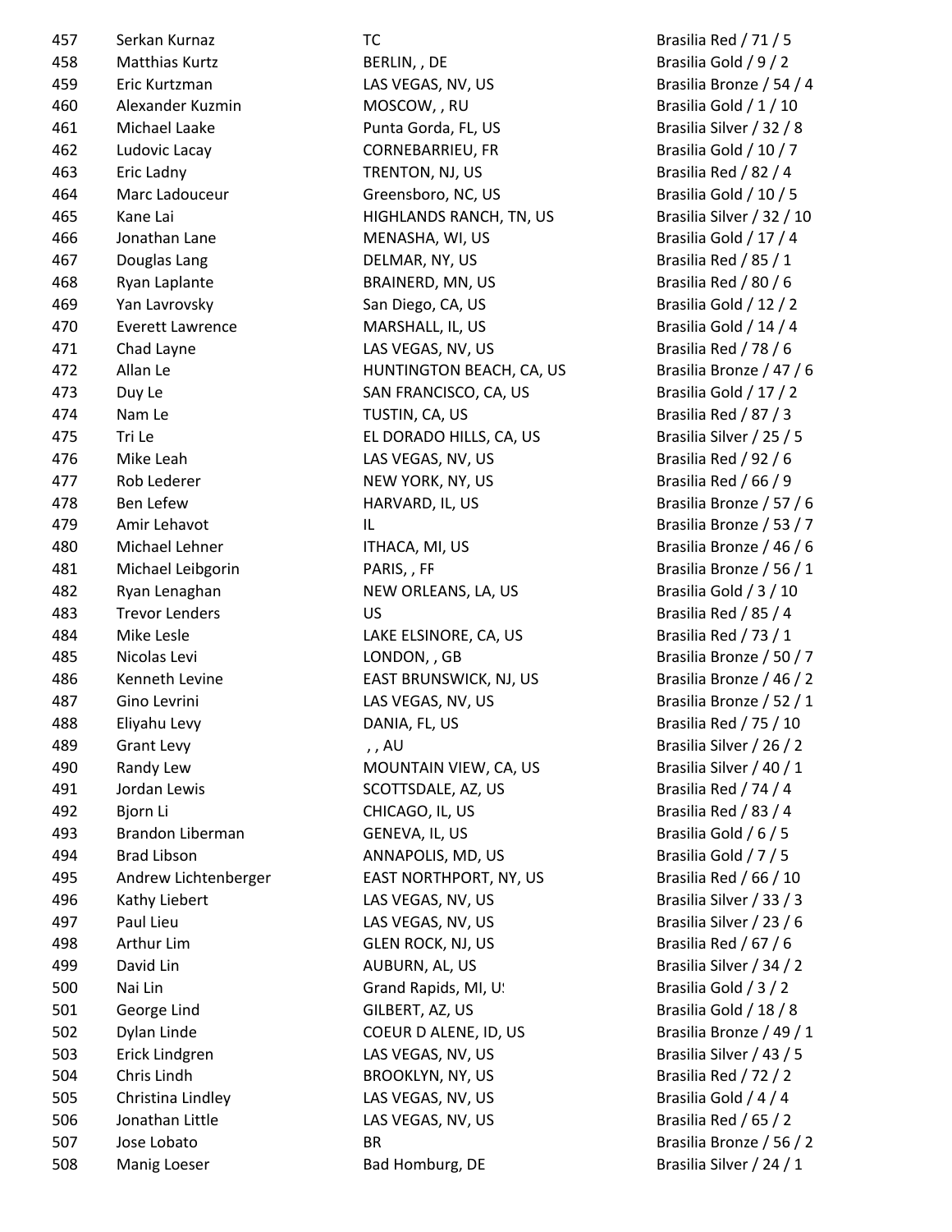| | | | |
|---|---|---|---|
| 457 | Serkan Kurnaz | TC | Brasilia Red / 71 / 5 |
| 458 | Matthias Kurtz | BERLIN, , DE | Brasilia Gold / 9 / 2 |
| 459 | Eric Kurtzman | LAS VEGAS, NV, US | Brasilia Bronze / 54 / 4 |
| 460 | Alexander Kuzmin | MOSCOW, , RU | Brasilia Gold / 1 / 10 |
| 461 | Michael Laake | Punta Gorda, FL, US | Brasilia Silver / 32 / 8 |
| 462 | Ludovic Lacay | CORNEBARRIEU, FR | Brasilia Gold / 10 / 7 |
| 463 | Eric Ladny | TRENTON, NJ, US | Brasilia Red / 82 / 4 |
| 464 | Marc Ladouceur | Greensboro, NC, US | Brasilia Gold / 10 / 5 |
| 465 | Kane Lai | HIGHLANDS RANCH, TN, US | Brasilia Silver / 32 / 10 |
| 466 | Jonathan Lane | MENASHA, WI, US | Brasilia Gold / 17 / 4 |
| 467 | Douglas Lang | DELMAR, NY, US | Brasilia Red / 85 / 1 |
| 468 | Ryan Laplante | BRAINERD, MN, US | Brasilia Red / 80 / 6 |
| 469 | Yan Lavrovsky | San Diego, CA, US | Brasilia Gold / 12 / 2 |
| 470 | Everett Lawrence | MARSHALL, IL, US | Brasilia Gold / 14 / 4 |
| 471 | Chad Layne | LAS VEGAS, NV, US | Brasilia Red / 78 / 6 |
| 472 | Allan Le | HUNTINGTON BEACH, CA, US | Brasilia Bronze / 47 / 6 |
| 473 | Duy Le | SAN FRANCISCO, CA, US | Brasilia Gold / 17 / 2 |
| 474 | Nam Le | TUSTIN, CA, US | Brasilia Red / 87 / 3 |
| 475 | Tri Le | EL DORADO HILLS, CA, US | Brasilia Silver / 25 / 5 |
| 476 | Mike Leah | LAS VEGAS, NV, US | Brasilia Red / 92 / 6 |
| 477 | Rob Lederer | NEW YORK, NY, US | Brasilia Red / 66 / 9 |
| 478 | Ben Lefew | HARVARD, IL, US | Brasilia Bronze / 57 / 6 |
| 479 | Amir Lehavot | IL | Brasilia Bronze / 53 / 7 |
| 480 | Michael Lehner | ITHACA, MI, US | Brasilia Bronze / 46 / 6 |
| 481 | Michael Leibgorin | PARIS, , FF | Brasilia Bronze / 56 / 1 |
| 482 | Ryan Lenaghan | NEW ORLEANS, LA, US | Brasilia Gold / 3 / 10 |
| 483 | Trevor Lenders | US | Brasilia Red / 85 / 4 |
| 484 | Mike Lesle | LAKE ELSINORE, CA, US | Brasilia Red / 73 / 1 |
| 485 | Nicolas Levi | LONDON, , GB | Brasilia Bronze / 50 / 7 |
| 486 | Kenneth Levine | EAST BRUNSWICK, NJ, US | Brasilia Bronze / 46 / 2 |
| 487 | Gino Levrini | LAS VEGAS, NV, US | Brasilia Bronze / 52 / 1 |
| 488 | Eliyahu Levy | DANIA, FL, US | Brasilia Red / 75 / 10 |
| 489 | Grant Levy | , , AU | Brasilia Silver / 26 / 2 |
| 490 | Randy Lew | MOUNTAIN VIEW, CA, US | Brasilia Silver / 40 / 1 |
| 491 | Jordan Lewis | SCOTTSDALE, AZ, US | Brasilia Red / 74 / 4 |
| 492 | Bjorn Li | CHICAGO, IL, US | Brasilia Red / 83 / 4 |
| 493 | Brandon Liberman | GENEVA, IL, US | Brasilia Gold / 6 / 5 |
| 494 | Brad Libson | ANNAPOLIS, MD, US | Brasilia Gold / 7 / 5 |
| 495 | Andrew Lichtenberger | EAST NORTHPORT, NY, US | Brasilia Red / 66 / 10 |
| 496 | Kathy Liebert | LAS VEGAS, NV, US | Brasilia Silver / 33 / 3 |
| 497 | Paul Lieu | LAS VEGAS, NV, US | Brasilia Silver / 23 / 6 |
| 498 | Arthur Lim | GLEN ROCK, NJ, US | Brasilia Red / 67 / 6 |
| 499 | David Lin | AUBURN, AL, US | Brasilia Silver / 34 / 2 |
| 500 | Nai Lin | Grand Rapids, MI, U! | Brasilia Gold / 3 / 2 |
| 501 | George Lind | GILBERT, AZ, US | Brasilia Gold / 18 / 8 |
| 502 | Dylan Linde | COEUR D ALENE, ID, US | Brasilia Bronze / 49 / 1 |
| 503 | Erick Lindgren | LAS VEGAS, NV, US | Brasilia Silver / 43 / 5 |
| 504 | Chris Lindh | BROOKLYN, NY, US | Brasilia Red / 72 / 2 |
| 505 | Christina Lindley | LAS VEGAS, NV, US | Brasilia Gold / 4 / 4 |
| 506 | Jonathan Little | LAS VEGAS, NV, US | Brasilia Red / 65 / 2 |
| 507 | Jose Lobato | BR | Brasilia Bronze / 56 / 2 |
| 508 | Manig Loeser | Bad Homburg, DE | Brasilia Silver / 24 / 1 |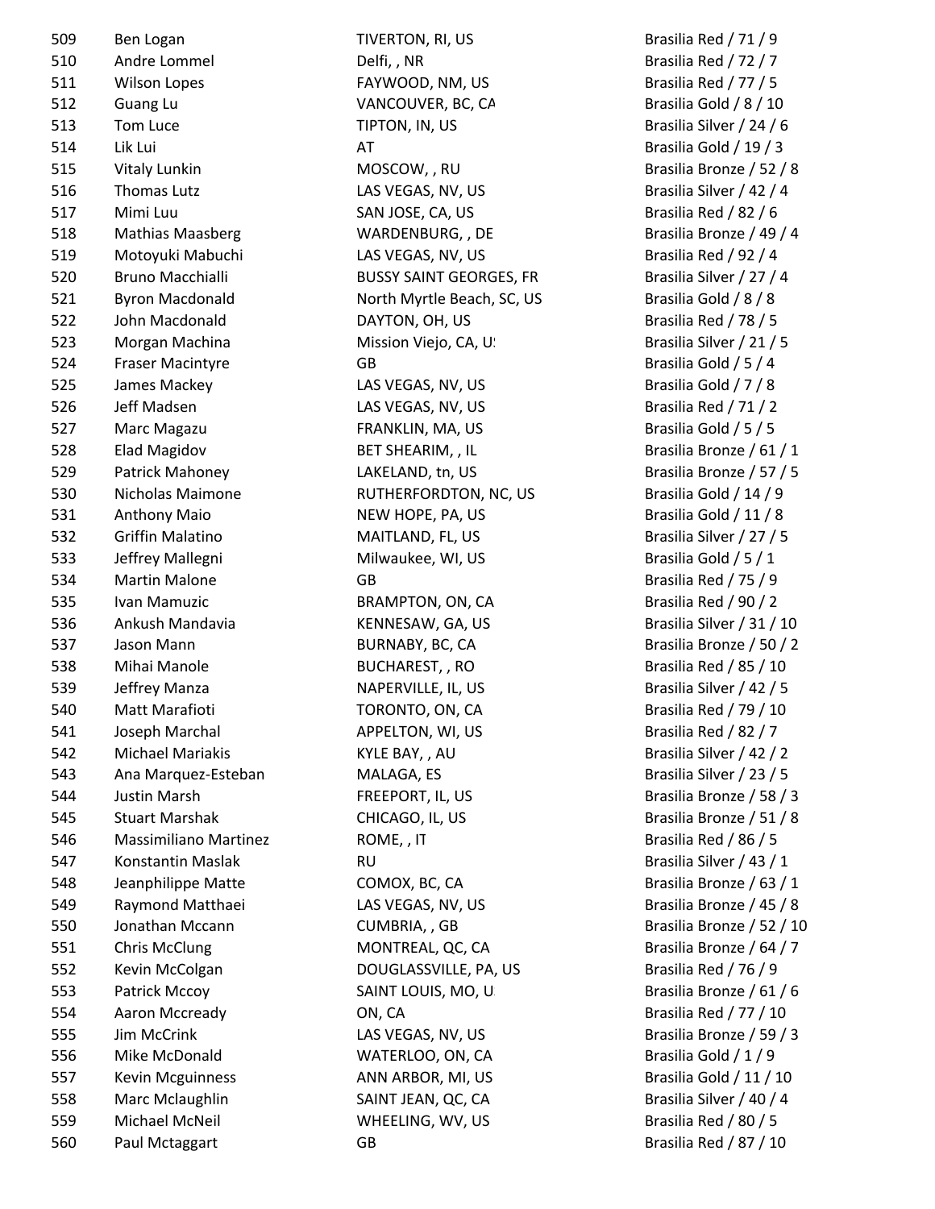| | | | |
|---|---|---|---|
| 509 | Ben Logan | TIVERTON, RI, US | Brasilia Red / 71 / 9 |
| 510 | Andre Lommel | Delfi, , NR | Brasilia Red / 72 / 7 |
| 511 | Wilson Lopes | FAYWOOD, NM, US | Brasilia Red / 77 / 5 |
| 512 | Guang Lu | VANCOUVER, BC, CA | Brasilia Gold / 8 / 10 |
| 513 | Tom Luce | TIPTON, IN, US | Brasilia Silver / 24 / 6 |
| 514 | Lik Lui | AT | Brasilia Gold / 19 / 3 |
| 515 | Vitaly Lunkin | MOSCOW, , RU | Brasilia Bronze / 52 / 8 |
| 516 | Thomas Lutz | LAS VEGAS, NV, US | Brasilia Silver / 42 / 4 |
| 517 | Mimi Luu | SAN JOSE, CA, US | Brasilia Red / 82 / 6 |
| 518 | Mathias Maasberg | WARDENBURG, , DE | Brasilia Bronze / 49 / 4 |
| 519 | Motoyuki Mabuchi | LAS VEGAS, NV, US | Brasilia Red / 92 / 4 |
| 520 | Bruno Macchialli | BUSSY SAINT GEORGES, FR | Brasilia Silver / 27 / 4 |
| 521 | Byron Macdonald | North Myrtle Beach, SC, US | Brasilia Gold / 8 / 8 |
| 522 | John Macdonald | DAYTON, OH, US | Brasilia Red / 78 / 5 |
| 523 | Morgan Machina | Mission Viejo, CA, US | Brasilia Silver / 21 / 5 |
| 524 | Fraser Macintyre | GB | Brasilia Gold / 5 / 4 |
| 525 | James Mackey | LAS VEGAS, NV, US | Brasilia Gold / 7 / 8 |
| 526 | Jeff Madsen | LAS VEGAS, NV, US | Brasilia Red / 71 / 2 |
| 527 | Marc Magazu | FRANKLIN, MA, US | Brasilia Gold / 5 / 5 |
| 528 | Elad Magidov | BET SHEARIM, , IL | Brasilia Bronze / 61 / 1 |
| 529 | Patrick Mahoney | LAKELAND, tn, US | Brasilia Bronze / 57 / 5 |
| 530 | Nicholas Maimone | RUTHERFORDTON, NC, US | Brasilia Gold / 14 / 9 |
| 531 | Anthony Maio | NEW HOPE, PA, US | Brasilia Gold / 11 / 8 |
| 532 | Griffin Malatino | MAITLAND, FL, US | Brasilia Silver / 27 / 5 |
| 533 | Jeffrey Mallegni | Milwaukee, WI, US | Brasilia Gold / 5 / 1 |
| 534 | Martin Malone | GB | Brasilia Red / 75 / 9 |
| 535 | Ivan Mamuzic | BRAMPTON, ON, CA | Brasilia Red / 90 / 2 |
| 536 | Ankush Mandavia | KENNESAW, GA, US | Brasilia Silver / 31 / 10 |
| 537 | Jason Mann | BURNABY, BC, CA | Brasilia Bronze / 50 / 2 |
| 538 | Mihai Manole | BUCHAREST, , RO | Brasilia Red / 85 / 10 |
| 539 | Jeffrey Manza | NAPERVILLE, IL, US | Brasilia Silver / 42 / 5 |
| 540 | Matt Marafioti | TORONTO, ON, CA | Brasilia Red / 79 / 10 |
| 541 | Joseph Marchal | APPELTON, WI, US | Brasilia Red / 82 / 7 |
| 542 | Michael Mariakis | KYLE BAY, , AU | Brasilia Silver / 42 / 2 |
| 543 | Ana Marquez-Esteban | MALAGA, ES | Brasilia Silver / 23 / 5 |
| 544 | Justin Marsh | FREEPORT, IL, US | Brasilia Bronze / 58 / 3 |
| 545 | Stuart Marshak | CHICAGO, IL, US | Brasilia Bronze / 51 / 8 |
| 546 | Massimiliano Martinez | ROME, , IT | Brasilia Red / 86 / 5 |
| 547 | Konstantin Maslak | RU | Brasilia Silver / 43 / 1 |
| 548 | Jeanphilippe Matte | COMOX, BC, CA | Brasilia Bronze / 63 / 1 |
| 549 | Raymond Matthaei | LAS VEGAS, NV, US | Brasilia Bronze / 45 / 8 |
| 550 | Jonathan Mccann | CUMBRIA, , GB | Brasilia Bronze / 52 / 10 |
| 551 | Chris McClung | MONTREAL, QC, CA | Brasilia Bronze / 64 / 7 |
| 552 | Kevin McColgan | DOUGLASSVILLE, PA, US | Brasilia Red / 76 / 9 |
| 553 | Patrick Mccoy | SAINT LOUIS, MO, US | Brasilia Bronze / 61 / 6 |
| 554 | Aaron Mccready | ON, CA | Brasilia Red / 77 / 10 |
| 555 | Jim McCrink | LAS VEGAS, NV, US | Brasilia Bronze / 59 / 3 |
| 556 | Mike McDonald | WATERLOO, ON, CA | Brasilia Gold / 1 / 9 |
| 557 | Kevin Mcguinness | ANN ARBOR, MI, US | Brasilia Gold / 11 / 10 |
| 558 | Marc Mclaughlin | SAINT JEAN, QC, CA | Brasilia Silver / 40 / 4 |
| 559 | Michael McNeil | WHEELING, WV, US | Brasilia Red / 80 / 5 |
| 560 | Paul Mctaggart | GB | Brasilia Red / 87 / 10 |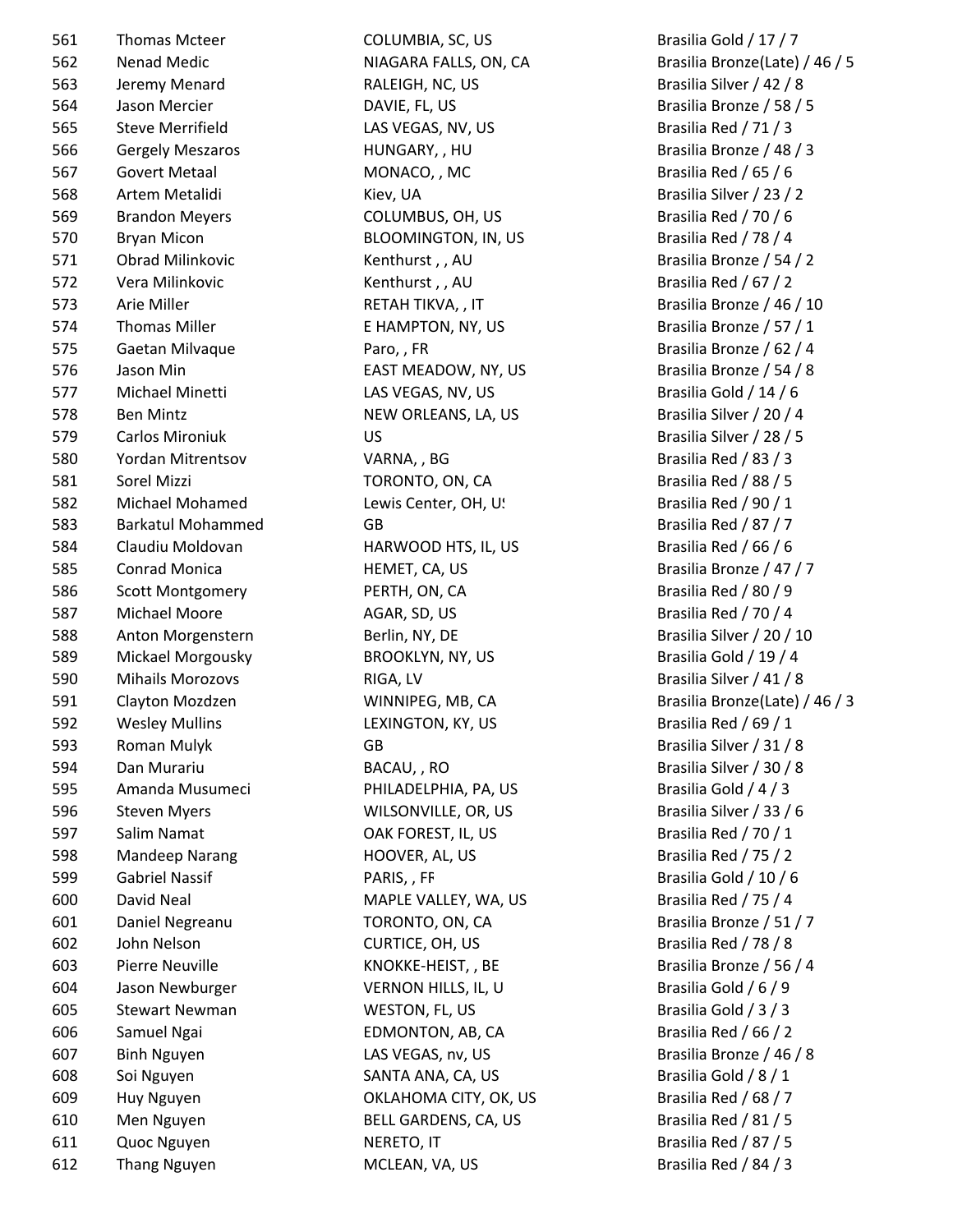| | | | |
|---|---|---|---|
| 561 | Thomas Mcteer | COLUMBIA, SC, US | Brasilia Gold / 17 / 7 |
| 562 | Nenad Medic | NIAGARA FALLS, ON, CA | Brasilia Bronze(Late) / 46 / 5 |
| 563 | Jeremy Menard | RALEIGH, NC, US | Brasilia Silver / 42 / 8 |
| 564 | Jason Mercier | DAVIE, FL, US | Brasilia Bronze / 58 / 5 |
| 565 | Steve Merrifield | LAS VEGAS, NV, US | Brasilia Red / 71 / 3 |
| 566 | Gergely Meszaros | HUNGARY, , HU | Brasilia Bronze / 48 / 3 |
| 567 | Govert Metaal | MONACO, , MC | Brasilia Red / 65 / 6 |
| 568 | Artem Metalidi | Kiev, UA | Brasilia Silver / 23 / 2 |
| 569 | Brandon Meyers | COLUMBUS, OH, US | Brasilia Red / 70 / 6 |
| 570 | Bryan Micon | BLOOMINGTON, IN, US | Brasilia Red / 78 / 4 |
| 571 | Obrad Milinkovic | Kenthurst , , AU | Brasilia Bronze / 54 / 2 |
| 572 | Vera Milinkovic | Kenthurst , , AU | Brasilia Red / 67 / 2 |
| 573 | Arie Miller | RETAH TIKVA, , IT | Brasilia Bronze / 46 / 10 |
| 574 | Thomas Miller | E HAMPTON, NY, US | Brasilia Bronze / 57 / 1 |
| 575 | Gaetan Milvaque | Paro, , FR | Brasilia Bronze / 62 / 4 |
| 576 | Jason Min | EAST MEADOW, NY, US | Brasilia Bronze / 54 / 8 |
| 577 | Michael Minetti | LAS VEGAS, NV, US | Brasilia Gold / 14 / 6 |
| 578 | Ben Mintz | NEW ORLEANS, LA, US | Brasilia Silver / 20 / 4 |
| 579 | Carlos Mironiuk | US | Brasilia Silver / 28 / 5 |
| 580 | Yordan Mitrentsov | VARNA, , BG | Brasilia Red / 83 / 3 |
| 581 | Sorel Mizzi | TORONTO, ON, CA | Brasilia Red / 88 / 5 |
| 582 | Michael Mohamed | Lewis Center, OH, US | Brasilia Red / 90 / 1 |
| 583 | Barkatul Mohammed | GB | Brasilia Red / 87 / 7 |
| 584 | Claudiu Moldovan | HARWOOD HTS, IL, US | Brasilia Red / 66 / 6 |
| 585 | Conrad Monica | HEMET, CA, US | Brasilia Bronze / 47 / 7 |
| 586 | Scott Montgomery | PERTH, ON, CA | Brasilia Red / 80 / 9 |
| 587 | Michael Moore | AGAR, SD, US | Brasilia Red / 70 / 4 |
| 588 | Anton Morgenstern | Berlin, NY, DE | Brasilia Silver / 20 / 10 |
| 589 | Mickael Morgousky | BROOKLYN, NY, US | Brasilia Gold / 19 / 4 |
| 590 | Mihails Morozovs | RIGA, LV | Brasilia Silver / 41 / 8 |
| 591 | Clayton Mozdzen | WINNIPEG, MB, CA | Brasilia Bronze(Late) / 46 / 3 |
| 592 | Wesley Mullins | LEXINGTON, KY, US | Brasilia Red / 69 / 1 |
| 593 | Roman Mulyk | GB | Brasilia Silver / 31 / 8 |
| 594 | Dan Murariu | BACAU, , RO | Brasilia Silver / 30 / 8 |
| 595 | Amanda Musumeci | PHILADELPHIA, PA, US | Brasilia Gold / 4 / 3 |
| 596 | Steven Myers | WILSONVILLE, OR, US | Brasilia Silver / 33 / 6 |
| 597 | Salim Namat | OAK FOREST, IL, US | Brasilia Red / 70 / 1 |
| 598 | Mandeep Narang | HOOVER, AL, US | Brasilia Red / 75 / 2 |
| 599 | Gabriel Nassif | PARIS, , FR | Brasilia Gold / 10 / 6 |
| 600 | David Neal | MAPLE VALLEY, WA, US | Brasilia Red / 75 / 4 |
| 601 | Daniel Negreanu | TORONTO, ON, CA | Brasilia Bronze / 51 / 7 |
| 602 | John Nelson | CURTICE, OH, US | Brasilia Red / 78 / 8 |
| 603 | Pierre Neuville | KNOKKE-HEIST, , BE | Brasilia Bronze / 56 / 4 |
| 604 | Jason Newburger | VERNON HILLS, IL, U | Brasilia Gold / 6 / 9 |
| 605 | Stewart Newman | WESTON, FL, US | Brasilia Gold / 3 / 3 |
| 606 | Samuel Ngai | EDMONTON, AB, CA | Brasilia Red / 66 / 2 |
| 607 | Binh Nguyen | LAS VEGAS, nv, US | Brasilia Bronze / 46 / 8 |
| 608 | Soi Nguyen | SANTA ANA, CA, US | Brasilia Gold / 8 / 1 |
| 609 | Huy Nguyen | OKLAHOMA CITY, OK, US | Brasilia Red / 68 / 7 |
| 610 | Men Nguyen | BELL GARDENS, CA, US | Brasilia Red / 81 / 5 |
| 611 | Quoc Nguyen | NERETO, IT | Brasilia Red / 87 / 5 |
| 612 | Thang Nguyen | MCLEAN, VA, US | Brasilia Red / 84 / 3 |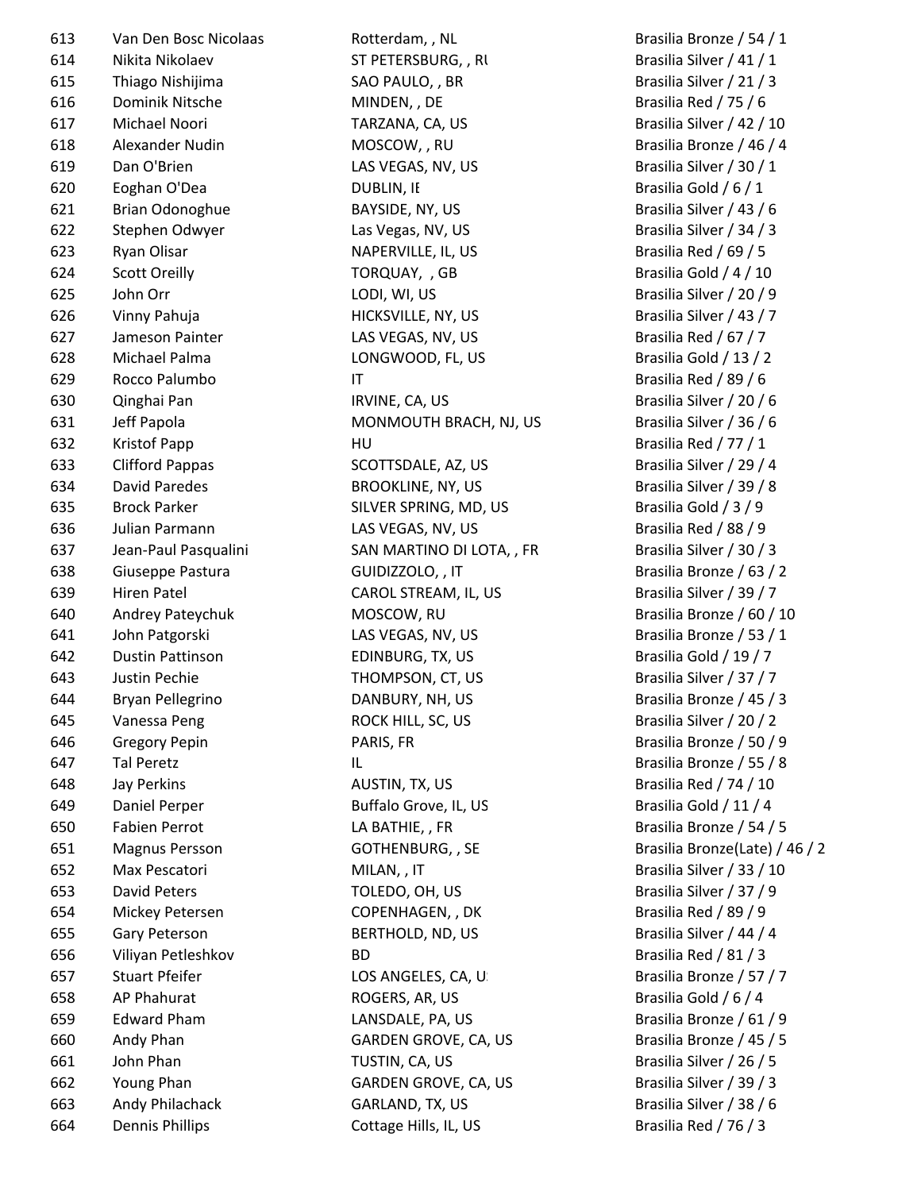| | | | |
|---|---|---|---|
| 613 | Van Den Bosc Nicolaas | Rotterdam, , NL | Brasilia Bronze / 54 / 1 |
| 614 | Nikita Nikolaev | ST PETERSBURG, , RU | Brasilia Silver / 41 / 1 |
| 615 | Thiago Nishijima | SAO PAULO, , BR | Brasilia Silver / 21 / 3 |
| 616 | Dominik Nitsche | MINDEN, , DE | Brasilia Red / 75 / 6 |
| 617 | Michael Noori | TARZANA, CA, US | Brasilia Silver / 42 / 10 |
| 618 | Alexander Nudin | MOSCOW, , RU | Brasilia Bronze / 46 / 4 |
| 619 | Dan O'Brien | LAS VEGAS, NV, US | Brasilia Silver / 30 / 1 |
| 620 | Eoghan O'Dea | DUBLIN, IE | Brasilia Gold / 6 / 1 |
| 621 | Brian Odonoghue | BAYSIDE, NY, US | Brasilia Silver / 43 / 6 |
| 622 | Stephen Odwyer | Las Vegas, NV, US | Brasilia Silver / 34 / 3 |
| 623 | Ryan Olisar | NAPERVILLE, IL, US | Brasilia Red / 69 / 5 |
| 624 | Scott Oreilly | TORQUAY, , GB | Brasilia Gold / 4 / 10 |
| 625 | John Orr | LODI, WI, US | Brasilia Silver / 20 / 9 |
| 626 | Vinny Pahuja | HICKSVILLE, NY, US | Brasilia Silver / 43 / 7 |
| 627 | Jameson Painter | LAS VEGAS, NV, US | Brasilia Red / 67 / 7 |
| 628 | Michael Palma | LONGWOOD, FL, US | Brasilia Gold / 13 / 2 |
| 629 | Rocco Palumbo | IT | Brasilia Red / 89 / 6 |
| 630 | Qinghai Pan | IRVINE, CA, US | Brasilia Silver / 20 / 6 |
| 631 | Jeff Papola | MONMOUTH BRACH, NJ, US | Brasilia Silver / 36 / 6 |
| 632 | Kristof Papp | HU | Brasilia Red / 77 / 1 |
| 633 | Clifford Pappas | SCOTTSDALE, AZ, US | Brasilia Silver / 29 / 4 |
| 634 | David Paredes | BROOKLINE, NY, US | Brasilia Silver / 39 / 8 |
| 635 | Brock Parker | SILVER SPRING, MD, US | Brasilia Gold / 3 / 9 |
| 636 | Julian Parmann | LAS VEGAS, NV, US | Brasilia Red / 88 / 9 |
| 637 | Jean-Paul Pasqualini | SAN MARTINO DI LOTA, , FR | Brasilia Silver / 30 / 3 |
| 638 | Giuseppe Pastura | GUIDIZZOLO, , IT | Brasilia Bronze / 63 / 2 |
| 639 | Hiren Patel | CAROL STREAM, IL, US | Brasilia Silver / 39 / 7 |
| 640 | Andrey Pateychuk | MOSCOW, RU | Brasilia Bronze / 60 / 10 |
| 641 | John Patgorski | LAS VEGAS, NV, US | Brasilia Bronze / 53 / 1 |
| 642 | Dustin Pattinson | EDINBURG, TX, US | Brasilia Gold / 19 / 7 |
| 643 | Justin Pechie | THOMPSON, CT, US | Brasilia Silver / 37 / 7 |
| 644 | Bryan Pellegrino | DANBURY, NH, US | Brasilia Bronze / 45 / 3 |
| 645 | Vanessa Peng | ROCK HILL, SC, US | Brasilia Silver / 20 / 2 |
| 646 | Gregory Pepin | PARIS, FR | Brasilia Bronze / 50 / 9 |
| 647 | Tal Peretz | IL | Brasilia Bronze / 55 / 8 |
| 648 | Jay Perkins | AUSTIN, TX, US | Brasilia Red / 74 / 10 |
| 649 | Daniel Perper | Buffalo Grove, IL, US | Brasilia Gold / 11 / 4 |
| 650 | Fabien Perrot | LA BATHIE, , FR | Brasilia Bronze / 54 / 5 |
| 651 | Magnus Persson | GOTHENBURG, , SE | Brasilia Bronze(Late) / 46 / 2 |
| 652 | Max Pescatori | MILAN, , IT | Brasilia Silver / 33 / 10 |
| 653 | David Peters | TOLEDO, OH, US | Brasilia Silver / 37 / 9 |
| 654 | Mickey Petersen | COPENHAGEN, , DK | Brasilia Red / 89 / 9 |
| 655 | Gary Peterson | BERTHOLD, ND, US | Brasilia Silver / 44 / 4 |
| 656 | Viliyan Petleshkov | BD | Brasilia Red / 81 / 3 |
| 657 | Stuart Pfeifer | LOS ANGELES, CA, US | Brasilia Bronze / 57 / 7 |
| 658 | AP Phahurat | ROGERS, AR, US | Brasilia Gold / 6 / 4 |
| 659 | Edward Pham | LANSDALE, PA, US | Brasilia Bronze / 61 / 9 |
| 660 | Andy Phan | GARDEN GROVE, CA, US | Brasilia Bronze / 45 / 5 |
| 661 | John Phan | TUSTIN, CA, US | Brasilia Silver / 26 / 5 |
| 662 | Young Phan | GARDEN GROVE, CA, US | Brasilia Silver / 39 / 3 |
| 663 | Andy Philachack | GARLAND, TX, US | Brasilia Silver / 38 / 6 |
| 664 | Dennis Phillips | Cottage Hills, IL, US | Brasilia Red / 76 / 3 |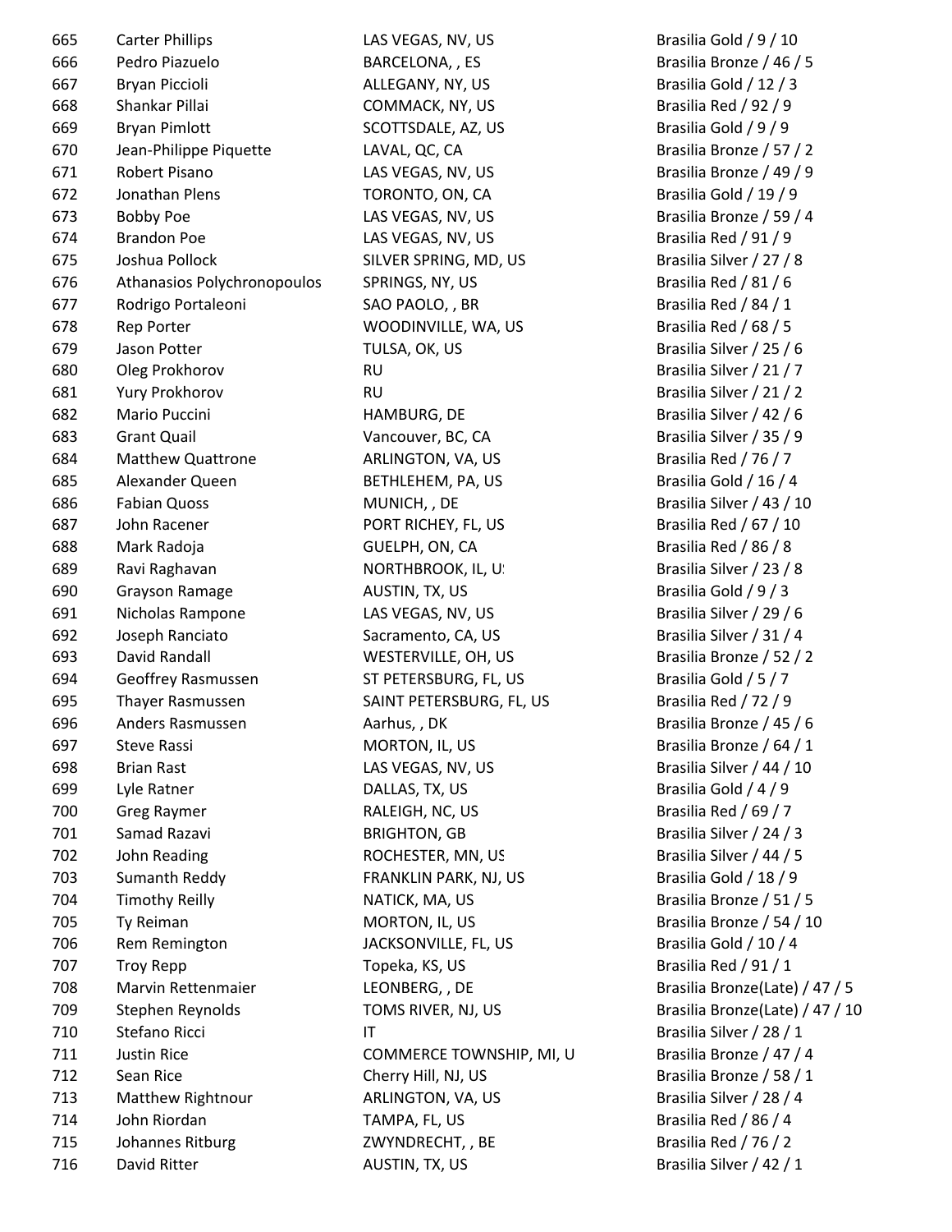| | | | |
|---|---|---|---|
| 665 | Carter Phillips | LAS VEGAS, NV, US | Brasilia Gold / 9 / 10 |
| 666 | Pedro Piazuelo | BARCELONA, , ES | Brasilia Bronze / 46 / 5 |
| 667 | Bryan Piccioli | ALLEGANY, NY, US | Brasilia Gold / 12 / 3 |
| 668 | Shankar Pillai | COMMACK, NY, US | Brasilia Red / 92 / 9 |
| 669 | Bryan Pimlott | SCOTTSDALE, AZ, US | Brasilia Gold / 9 / 9 |
| 670 | Jean-Philippe Piquette | LAVAL, QC, CA | Brasilia Bronze / 57 / 2 |
| 671 | Robert Pisano | LAS VEGAS, NV, US | Brasilia Bronze / 49 / 9 |
| 672 | Jonathan Plens | TORONTO, ON, CA | Brasilia Gold / 19 / 9 |
| 673 | Bobby Poe | LAS VEGAS, NV, US | Brasilia Bronze / 59 / 4 |
| 674 | Brandon Poe | LAS VEGAS, NV, US | Brasilia Red / 91 / 9 |
| 675 | Joshua Pollock | SILVER SPRING, MD, US | Brasilia Silver / 27 / 8 |
| 676 | Athanasios Polychronopoulos | SPRINGS, NY, US | Brasilia Red / 81 / 6 |
| 677 | Rodrigo Portaleoni | SAO PAOLO, , BR | Brasilia Red / 84 / 1 |
| 678 | Rep Porter | WOODINVILLE, WA, US | Brasilia Red / 68 / 5 |
| 679 | Jason Potter | TULSA, OK, US | Brasilia Silver / 25 / 6 |
| 680 | Oleg Prokhorov | RU | Brasilia Silver / 21 / 7 |
| 681 | Yury Prokhorov | RU | Brasilia Silver / 21 / 2 |
| 682 | Mario Puccini | HAMBURG, DE | Brasilia Silver / 42 / 6 |
| 683 | Grant Quail | Vancouver, BC, CA | Brasilia Silver / 35 / 9 |
| 684 | Matthew Quattrone | ARLINGTON, VA, US | Brasilia Red / 76 / 7 |
| 685 | Alexander Queen | BETHLEHEM, PA, US | Brasilia Gold / 16 / 4 |
| 686 | Fabian Quoss | MUNICH, , DE | Brasilia Silver / 43 / 10 |
| 687 | John Racener | PORT RICHEY, FL, US | Brasilia Red / 67 / 10 |
| 688 | Mark Radoja | GUELPH, ON, CA | Brasilia Red / 86 / 8 |
| 689 | Ravi Raghavan | NORTHBROOK, IL, US | Brasilia Silver / 23 / 8 |
| 690 | Grayson Ramage | AUSTIN, TX, US | Brasilia Gold / 9 / 3 |
| 691 | Nicholas Rampone | LAS VEGAS, NV, US | Brasilia Silver / 29 / 6 |
| 692 | Joseph Ranciato | Sacramento, CA, US | Brasilia Silver / 31 / 4 |
| 693 | David Randall | WESTERVILLE, OH, US | Brasilia Bronze / 52 / 2 |
| 694 | Geoffrey Rasmussen | ST PETERSBURG, FL, US | Brasilia Gold / 5 / 7 |
| 695 | Thayer Rasmussen | SAINT PETERSBURG, FL, US | Brasilia Red / 72 / 9 |
| 696 | Anders Rasmussen | Aarhus, , DK | Brasilia Bronze / 45 / 6 |
| 697 | Steve Rassi | MORTON, IL, US | Brasilia Bronze / 64 / 1 |
| 698 | Brian Rast | LAS VEGAS, NV, US | Brasilia Silver / 44 / 10 |
| 699 | Lyle Ratner | DALLAS, TX, US | Brasilia Gold / 4 / 9 |
| 700 | Greg Raymer | RALEIGH, NC, US | Brasilia Red / 69 / 7 |
| 701 | Samad Razavi | BRIGHTON, GB | Brasilia Silver / 24 / 3 |
| 702 | John Reading | ROCHESTER, MN, US | Brasilia Silver / 44 / 5 |
| 703 | Sumanth Reddy | FRANKLIN PARK, NJ, US | Brasilia Gold / 18 / 9 |
| 704 | Timothy Reilly | NATICK, MA, US | Brasilia Bronze / 51 / 5 |
| 705 | Ty Reiman | MORTON, IL, US | Brasilia Bronze / 54 / 10 |
| 706 | Rem Remington | JACKSONVILLE, FL, US | Brasilia Gold / 10 / 4 |
| 707 | Troy Repp | Topeka, KS, US | Brasilia Red / 91 / 1 |
| 708 | Marvin Rettenmaier | LEONBERG, , DE | Brasilia Bronze(Late) / 47 / 5 |
| 709 | Stephen Reynolds | TOMS RIVER, NJ, US | Brasilia Bronze(Late) / 47 / 10 |
| 710 | Stefano Ricci | IT | Brasilia Silver / 28 / 1 |
| 711 | Justin Rice | COMMERCE TOWNSHIP, MI, U | Brasilia Bronze / 47 / 4 |
| 712 | Sean Rice | Cherry Hill, NJ, US | Brasilia Bronze / 58 / 1 |
| 713 | Matthew Rightnour | ARLINGTON, VA, US | Brasilia Silver / 28 / 4 |
| 714 | John Riordan | TAMPA, FL, US | Brasilia Red / 86 / 4 |
| 715 | Johannes Ritburg | ZWYNDRECHT, , BE | Brasilia Red / 76 / 2 |
| 716 | David Ritter | AUSTIN, TX, US | Brasilia Silver / 42 / 1 |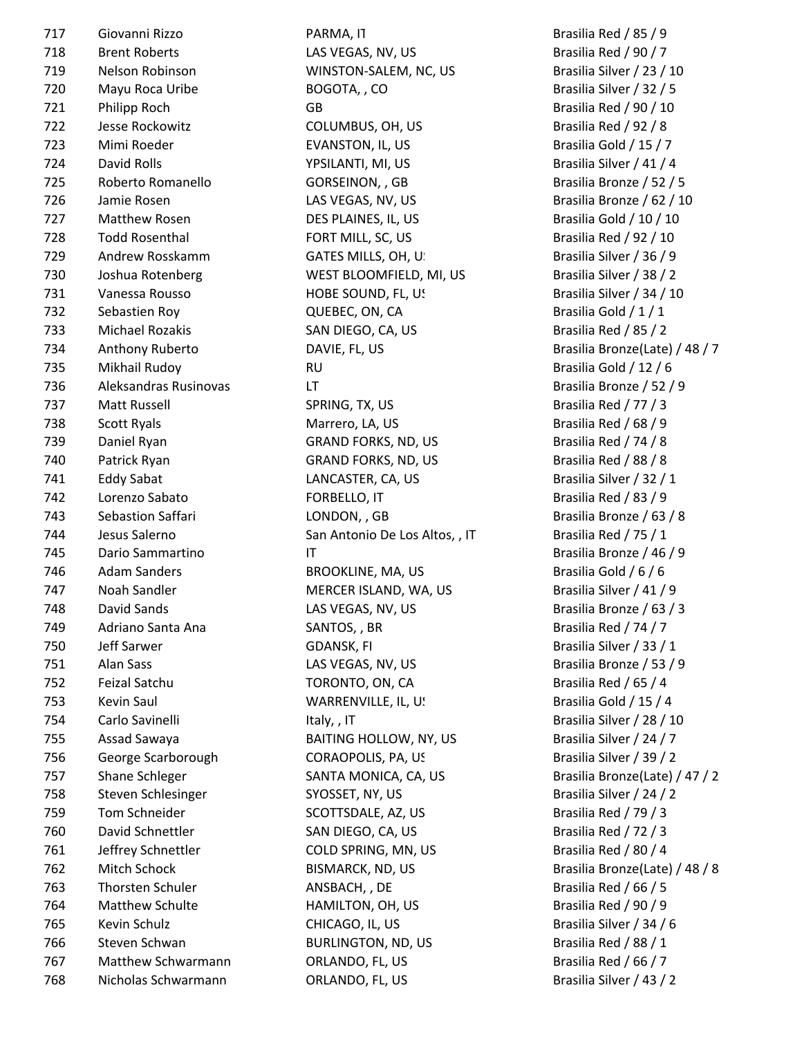| | | | |
|---|---|---|---|
| 717 | Giovanni Rizzo | PARMA, IT | Brasilia Red / 85 / 9 |
| 718 | Brent Roberts | LAS VEGAS, NV, US | Brasilia Red / 90 / 7 |
| 719 | Nelson Robinson | WINSTON-SALEM, NC, US | Brasilia Silver / 23 / 10 |
| 720 | Mayu Roca Uribe | BOGOTA, , CO | Brasilia Silver / 32 / 5 |
| 721 | Philipp Roch | GB | Brasilia Red / 90 / 10 |
| 722 | Jesse Rockowitz | COLUMBUS, OH, US | Brasilia Red / 92 / 8 |
| 723 | Mimi Roeder | EVANSTON, IL, US | Brasilia Gold / 15 / 7 |
| 724 | David Rolls | YPSILANTI, MI, US | Brasilia Silver / 41 / 4 |
| 725 | Roberto Romanello | GORSEINON, , GB | Brasilia Bronze / 52 / 5 |
| 726 | Jamie Rosen | LAS VEGAS, NV, US | Brasilia Bronze / 62 / 10 |
| 727 | Matthew Rosen | DES PLAINES, IL, US | Brasilia Gold / 10 / 10 |
| 728 | Todd Rosenthal | FORT MILL, SC, US | Brasilia Red / 92 / 10 |
| 729 | Andrew Rosskamm | GATES MILLS, OH, US | Brasilia Silver / 36 / 9 |
| 730 | Joshua Rotenberg | WEST BLOOMFIELD, MI, US | Brasilia Silver / 38 / 2 |
| 731 | Vanessa Rousso | HOBE SOUND, FL, US | Brasilia Silver / 34 / 10 |
| 732 | Sebastien Roy | QUEBEC, ON, CA | Brasilia Gold / 1 / 1 |
| 733 | Michael Rozakis | SAN DIEGO, CA, US | Brasilia Red / 85 / 2 |
| 734 | Anthony Ruberto | DAVIE, FL, US | Brasilia Bronze(Late) / 48 / 7 |
| 735 | Mikhail Rudoy | RU | Brasilia Gold / 12 / 6 |
| 736 | Aleksandras Rusinovas | LT | Brasilia Bronze / 52 / 9 |
| 737 | Matt Russell | SPRING, TX, US | Brasilia Red / 77 / 3 |
| 738 | Scott Ryals | Marrero, LA, US | Brasilia Red / 68 / 9 |
| 739 | Daniel Ryan | GRAND FORKS, ND, US | Brasilia Red / 74 / 8 |
| 740 | Patrick Ryan | GRAND FORKS, ND, US | Brasilia Red / 88 / 8 |
| 741 | Eddy Sabat | LANCASTER, CA, US | Brasilia Silver / 32 / 1 |
| 742 | Lorenzo Sabato | FORBELLO, IT | Brasilia Red / 83 / 9 |
| 743 | Sebastion Saffari | LONDON, , GB | Brasilia Bronze / 63 / 8 |
| 744 | Jesus Salerno | San Antonio De Los Altos, , IT | Brasilia Red / 75 / 1 |
| 745 | Dario Sammartino | IT | Brasilia Bronze / 46 / 9 |
| 746 | Adam Sanders | BROOKLINE, MA, US | Brasilia Gold / 6 / 6 |
| 747 | Noah Sandler | MERCER ISLAND, WA, US | Brasilia Silver / 41 / 9 |
| 748 | David Sands | LAS VEGAS, NV, US | Brasilia Bronze / 63 / 3 |
| 749 | Adriano Santa Ana | SANTOS, , BR | Brasilia Red / 74 / 7 |
| 750 | Jeff Sarwer | GDANSK, FI | Brasilia Silver / 33 / 1 |
| 751 | Alan Sass | LAS VEGAS, NV, US | Brasilia Bronze / 53 / 9 |
| 752 | Feizal Satchu | TORONTO, ON, CA | Brasilia Red / 65 / 4 |
| 753 | Kevin Saul | WARRENVILLE, IL, US | Brasilia Gold / 15 / 4 |
| 754 | Carlo Savinelli | Italy, , IT | Brasilia Silver / 28 / 10 |
| 755 | Assad Sawaya | BAITING HOLLOW, NY, US | Brasilia Silver / 24 / 7 |
| 756 | George Scarborough | CORAOPOLIS, PA, US | Brasilia Silver / 39 / 2 |
| 757 | Shane Schleger | SANTA MONICA, CA, US | Brasilia Bronze(Late) / 47 / 2 |
| 758 | Steven Schlesinger | SYOSSET, NY, US | Brasilia Silver / 24 / 2 |
| 759 | Tom Schneider | SCOTTSDALE, AZ, US | Brasilia Red / 79 / 3 |
| 760 | David Schnettler | SAN DIEGO, CA, US | Brasilia Red / 72 / 3 |
| 761 | Jeffrey Schnettler | COLD SPRING, MN, US | Brasilia Red / 80 / 4 |
| 762 | Mitch Schock | BISMARCK, ND, US | Brasilia Bronze(Late) / 48 / 8 |
| 763 | Thorsten Schuler | ANSBACH, , DE | Brasilia Red / 66 / 5 |
| 764 | Matthew Schulte | HAMILTON, OH, US | Brasilia Red / 90 / 9 |
| 765 | Kevin Schulz | CHICAGO, IL, US | Brasilia Silver / 34 / 6 |
| 766 | Steven Schwan | BURLINGTON, ND, US | Brasilia Red / 88 / 1 |
| 767 | Matthew Schwarmann | ORLANDO, FL, US | Brasilia Red / 66 / 7 |
| 768 | Nicholas Schwarmann | ORLANDO, FL, US | Brasilia Silver / 43 / 2 |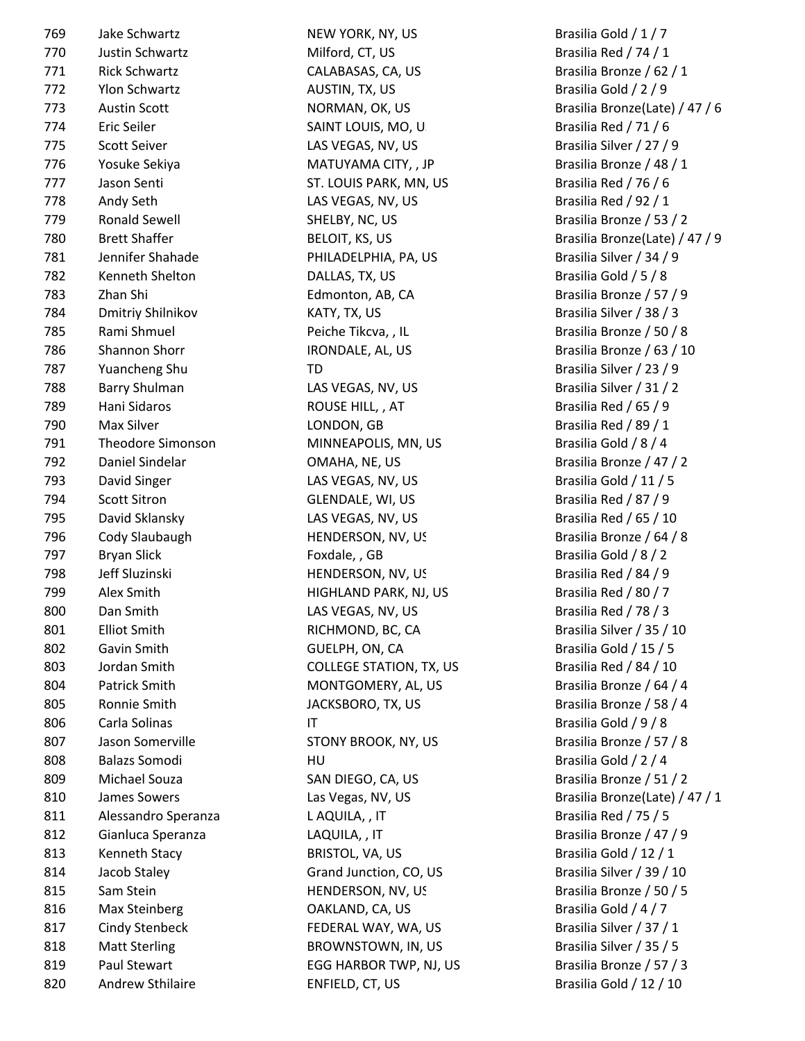| | | | |
|---|---|---|---|
| 769 | Jake Schwartz | NEW YORK, NY, US | Brasilia Gold / 1 / 7 |
| 770 | Justin Schwartz | Milford, CT, US | Brasilia Red / 74 / 1 |
| 771 | Rick Schwartz | CALABASAS, CA, US | Brasilia Bronze / 62 / 1 |
| 772 | Ylon Schwartz | AUSTIN, TX, US | Brasilia Gold / 2 / 9 |
| 773 | Austin Scott | NORMAN, OK, US | Brasilia Bronze(Late) / 47 / 6 |
| 774 | Eric Seiler | SAINT LOUIS, MO, U | Brasilia Red / 71 / 6 |
| 775 | Scott Seiver | LAS VEGAS, NV, US | Brasilia Silver / 27 / 9 |
| 776 | Yosuke Sekiya | MATUYAMA CITY, , JP | Brasilia Bronze / 48 / 1 |
| 777 | Jason Senti | ST. LOUIS PARK, MN, US | Brasilia Red / 76 / 6 |
| 778 | Andy Seth | LAS VEGAS, NV, US | Brasilia Red / 92 / 1 |
| 779 | Ronald Sewell | SHELBY, NC, US | Brasilia Bronze / 53 / 2 |
| 780 | Brett Shaffer | BELOIT, KS, US | Brasilia Bronze(Late) / 47 / 9 |
| 781 | Jennifer Shahade | PHILADELPHIA, PA, US | Brasilia Silver / 34 / 9 |
| 782 | Kenneth Shelton | DALLAS, TX, US | Brasilia Gold / 5 / 8 |
| 783 | Zhan Shi | Edmonton, AB, CA | Brasilia Bronze / 57 / 9 |
| 784 | Dmitriy Shilnikov | KATY, TX, US | Brasilia Silver / 38 / 3 |
| 785 | Rami Shmuel | Peiche Tikcva, , IL | Brasilia Bronze / 50 / 8 |
| 786 | Shannon Shorr | IRONDALE, AL, US | Brasilia Bronze / 63 / 10 |
| 787 | Yuancheng Shu | TD | Brasilia Silver / 23 / 9 |
| 788 | Barry Shulman | LAS VEGAS, NV, US | Brasilia Silver / 31 / 2 |
| 789 | Hani Sidaros | ROUSE HILL, , AT | Brasilia Red / 65 / 9 |
| 790 | Max Silver | LONDON, GB | Brasilia Red / 89 / 1 |
| 791 | Theodore Simonson | MINNEAPOLIS, MN, US | Brasilia Gold / 8 / 4 |
| 792 | Daniel Sindelar | OMAHA, NE, US | Brasilia Bronze / 47 / 2 |
| 793 | David Singer | LAS VEGAS, NV, US | Brasilia Gold / 11 / 5 |
| 794 | Scott Sitron | GLENDALE, WI, US | Brasilia Red / 87 / 9 |
| 795 | David Sklansky | LAS VEGAS, NV, US | Brasilia Red / 65 / 10 |
| 796 | Cody Slaubaugh | HENDERSON, NV, US | Brasilia Bronze / 64 / 8 |
| 797 | Bryan Slick | Foxdale, , GB | Brasilia Gold / 8 / 2 |
| 798 | Jeff Sluzinski | HENDERSON, NV, US | Brasilia Red / 84 / 9 |
| 799 | Alex Smith | HIGHLAND PARK, NJ, US | Brasilia Red / 80 / 7 |
| 800 | Dan Smith | LAS VEGAS, NV, US | Brasilia Red / 78 / 3 |
| 801 | Elliot Smith | RICHMOND, BC, CA | Brasilia Silver / 35 / 10 |
| 802 | Gavin Smith | GUELPH, ON, CA | Brasilia Gold / 15 / 5 |
| 803 | Jordan Smith | COLLEGE STATION, TX, US | Brasilia Red / 84 / 10 |
| 804 | Patrick Smith | MONTGOMERY, AL, US | Brasilia Bronze / 64 / 4 |
| 805 | Ronnie Smith | JACKSBORO, TX, US | Brasilia Bronze / 58 / 4 |
| 806 | Carla Solinas | IT | Brasilia Gold / 9 / 8 |
| 807 | Jason Somerville | STONY BROOK, NY, US | Brasilia Bronze / 57 / 8 |
| 808 | Balazs Somodi | HU | Brasilia Gold / 2 / 4 |
| 809 | Michael Souza | SAN DIEGO, CA, US | Brasilia Bronze / 51 / 2 |
| 810 | James Sowers | Las Vegas, NV, US | Brasilia Bronze(Late) / 47 / 1 |
| 811 | Alessandro Speranza | L AQUILA, , IT | Brasilia Red / 75 / 5 |
| 812 | Gianluca Speranza | LAQUILA, , IT | Brasilia Bronze / 47 / 9 |
| 813 | Kenneth Stacy | BRISTOL, VA, US | Brasilia Gold / 12 / 1 |
| 814 | Jacob Staley | Grand Junction, CO, US | Brasilia Silver / 39 / 10 |
| 815 | Sam Stein | HENDERSON, NV, US | Brasilia Bronze / 50 / 5 |
| 816 | Max Steinberg | OAKLAND, CA, US | Brasilia Gold / 4 / 7 |
| 817 | Cindy Stenbeck | FEDERAL WAY, WA, US | Brasilia Silver / 37 / 1 |
| 818 | Matt Sterling | BROWNSTOWN, IN, US | Brasilia Silver / 35 / 5 |
| 819 | Paul Stewart | EGG HARBOR TWP, NJ, US | Brasilia Bronze / 57 / 3 |
| 820 | Andrew Sthilaire | ENFIELD, CT, US | Brasilia Gold / 12 / 10 |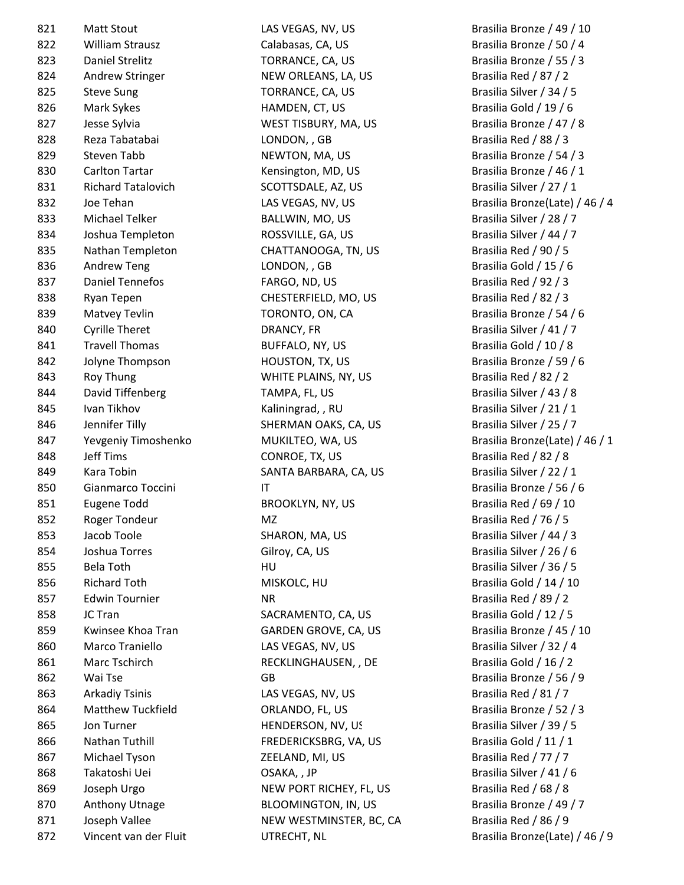| | | | |
|---|---|---|---|
| 821 | Matt Stout | LAS VEGAS, NV, US | Brasilia Bronze / 49 / 10 |
| 822 | William Strausz | Calabasas, CA, US | Brasilia Bronze / 50 / 4 |
| 823 | Daniel Strelitz | TORRANCE, CA, US | Brasilia Bronze / 55 / 3 |
| 824 | Andrew Stringer | NEW ORLEANS, LA, US | Brasilia Red / 87 / 2 |
| 825 | Steve Sung | TORRANCE, CA, US | Brasilia Silver / 34 / 5 |
| 826 | Mark Sykes | HAMDEN, CT, US | Brasilia Gold / 19 / 6 |
| 827 | Jesse Sylvia | WEST TISBURY, MA, US | Brasilia Bronze / 47 / 8 |
| 828 | Reza Tabatabai | LONDON, , GB | Brasilia Red / 88 / 3 |
| 829 | Steven Tabb | NEWTON, MA, US | Brasilia Bronze / 54 / 3 |
| 830 | Carlton Tartar | Kensington, MD, US | Brasilia Bronze / 46 / 1 |
| 831 | Richard Tatalovich | SCOTTSDALE, AZ, US | Brasilia Silver / 27 / 1 |
| 832 | Joe Tehan | LAS VEGAS, NV, US | Brasilia Bronze(Late) / 46 / 4 |
| 833 | Michael Telker | BALLWIN, MO, US | Brasilia Silver / 28 / 7 |
| 834 | Joshua Templeton | ROSSVILLE, GA, US | Brasilia Silver / 44 / 7 |
| 835 | Nathan Templeton | CHATTANOOGA, TN, US | Brasilia Red / 90 / 5 |
| 836 | Andrew Teng | LONDON, , GB | Brasilia Gold / 15 / 6 |
| 837 | Daniel Tennefos | FARGO, ND, US | Brasilia Red / 92 / 3 |
| 838 | Ryan Tepen | CHESTERFIELD, MO, US | Brasilia Red / 82 / 3 |
| 839 | Matvey Tevlin | TORONTO, ON, CA | Brasilia Bronze / 54 / 6 |
| 840 | Cyrille Theret | DRANCY, FR | Brasilia Silver / 41 / 7 |
| 841 | Travell Thomas | BUFFALO, NY, US | Brasilia Gold / 10 / 8 |
| 842 | Jolyne Thompson | HOUSTON, TX, US | Brasilia Bronze / 59 / 6 |
| 843 | Roy Thung | WHITE PLAINS, NY, US | Brasilia Red / 82 / 2 |
| 844 | David Tiffenberg | TAMPA, FL, US | Brasilia Silver / 43 / 8 |
| 845 | Ivan Tikhov | Kaliningrad, , RU | Brasilia Silver / 21 / 1 |
| 846 | Jennifer Tilly | SHERMAN OAKS, CA, US | Brasilia Silver / 25 / 7 |
| 847 | Yevgeniy Timoshenko | MUKILTEO, WA, US | Brasilia Bronze(Late) / 46 / 1 |
| 848 | Jeff Tims | CONROE, TX, US | Brasilia Red / 82 / 8 |
| 849 | Kara Tobin | SANTA BARBARA, CA, US | Brasilia Silver / 22 / 1 |
| 850 | Gianmarco Toccini | IT | Brasilia Bronze / 56 / 6 |
| 851 | Eugene Todd | BROOKLYN, NY, US | Brasilia Red / 69 / 10 |
| 852 | Roger Tondeur | MZ | Brasilia Red / 76 / 5 |
| 853 | Jacob Toole | SHARON, MA, US | Brasilia Silver / 44 / 3 |
| 854 | Joshua Torres | Gilroy, CA, US | Brasilia Silver / 26 / 6 |
| 855 | Bela Toth | HU | Brasilia Silver / 36 / 5 |
| 856 | Richard Toth | MISKOLC, HU | Brasilia Gold / 14 / 10 |
| 857 | Edwin Tournier | NR | Brasilia Red / 89 / 2 |
| 858 | JC Tran | SACRAMENTO, CA, US | Brasilia Gold / 12 / 5 |
| 859 | Kwinsee Khoa Tran | GARDEN GROVE, CA, US | Brasilia Bronze / 45 / 10 |
| 860 | Marco Traniello | LAS VEGAS, NV, US | Brasilia Silver / 32 / 4 |
| 861 | Marc Tschirch | RECKLINGHAUSEN, , DE | Brasilia Gold / 16 / 2 |
| 862 | Wai Tse | GB | Brasilia Bronze / 56 / 9 |
| 863 | Arkadiy Tsinis | LAS VEGAS, NV, US | Brasilia Red / 81 / 7 |
| 864 | Matthew Tuckfield | ORLANDO, FL, US | Brasilia Bronze / 52 / 3 |
| 865 | Jon Turner | HENDERSON, NV, US | Brasilia Silver / 39 / 5 |
| 866 | Nathan Tuthill | FREDERICKSBRG, VA, US | Brasilia Gold / 11 / 1 |
| 867 | Michael Tyson | ZEELAND, MI, US | Brasilia Red / 77 / 7 |
| 868 | Takatoshi Uei | OSAKA, , JP | Brasilia Silver / 41 / 6 |
| 869 | Joseph Urgo | NEW PORT RICHEY, FL, US | Brasilia Red / 68 / 8 |
| 870 | Anthony Utnage | BLOOMINGTON, IN, US | Brasilia Bronze / 49 / 7 |
| 871 | Joseph Vallee | NEW WESTMINSTER, BC, CA | Brasilia Red / 86 / 9 |
| 872 | Vincent van der Fluit | UTRECHT, NL | Brasilia Bronze(Late) / 46 / 9 |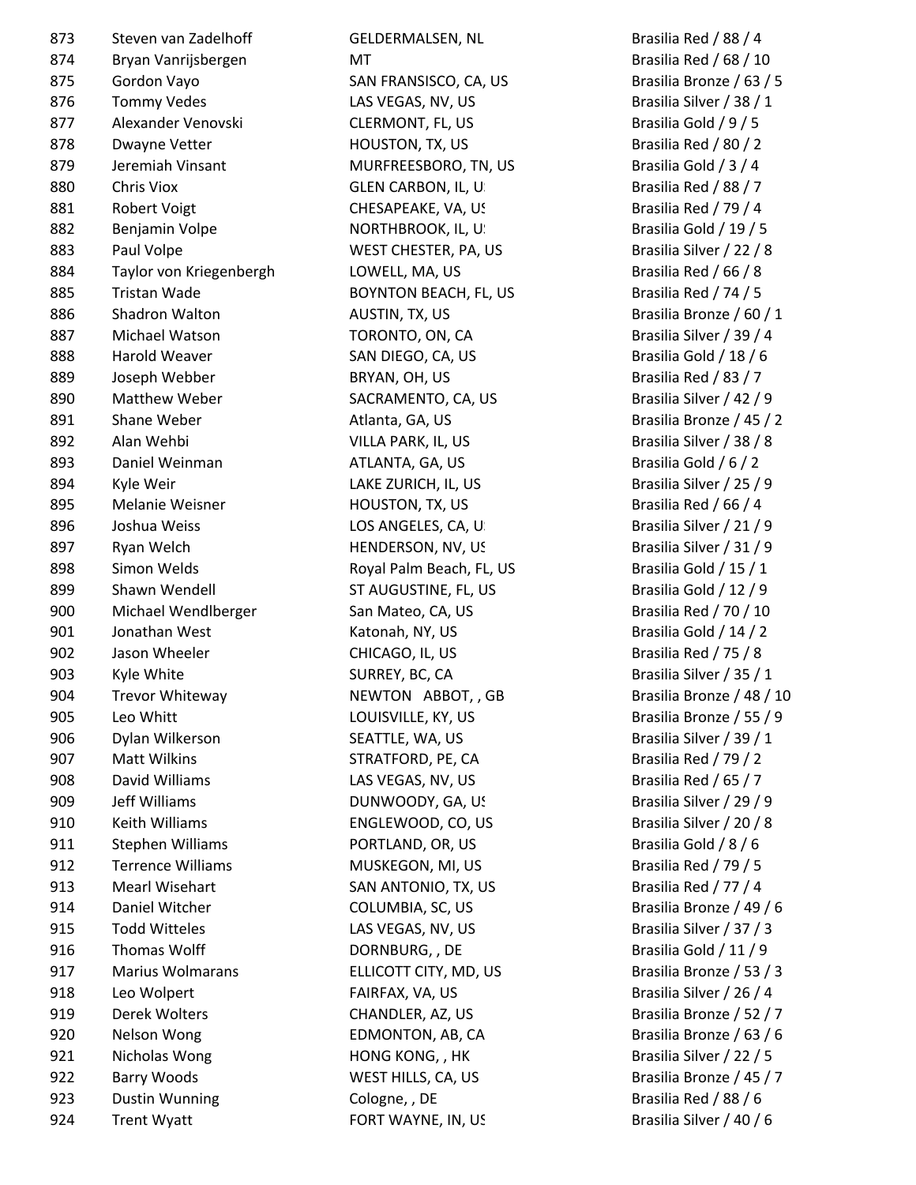| | | | |
|---|---|---|---|
| 873 | Steven van Zadelhoff | GELDERMALSEN, NL | Brasilia Red / 88 / 4 |
| 874 | Bryan Vanrijsbergen | MT | Brasilia Red / 68 / 10 |
| 875 | Gordon Vayo | SAN FRANSISCO, CA, US | Brasilia Bronze / 63 / 5 |
| 876 | Tommy Vedes | LAS VEGAS, NV, US | Brasilia Silver / 38 / 1 |
| 877 | Alexander Venovski | CLERMONT, FL, US | Brasilia Gold / 9 / 5 |
| 878 | Dwayne Vetter | HOUSTON, TX, US | Brasilia Red / 80 / 2 |
| 879 | Jeremiah Vinsant | MURFREESBORO, TN, US | Brasilia Gold / 3 / 4 |
| 880 | Chris Viox | GLEN CARBON, IL, U | Brasilia Red / 88 / 7 |
| 881 | Robert Voigt | CHESAPEAKE, VA, US | Brasilia Red / 79 / 4 |
| 882 | Benjamin Volpe | NORTHBROOK, IL, U | Brasilia Gold / 19 / 5 |
| 883 | Paul Volpe | WEST CHESTER, PA, US | Brasilia Silver / 22 / 8 |
| 884 | Taylor von Kriegenbergh | LOWELL, MA, US | Brasilia Red / 66 / 8 |
| 885 | Tristan Wade | BOYNTON BEACH, FL, US | Brasilia Red / 74 / 5 |
| 886 | Shadron Walton | AUSTIN, TX, US | Brasilia Bronze / 60 / 1 |
| 887 | Michael Watson | TORONTO, ON, CA | Brasilia Silver / 39 / 4 |
| 888 | Harold Weaver | SAN DIEGO, CA, US | Brasilia Gold / 18 / 6 |
| 889 | Joseph Webber | BRYAN, OH, US | Brasilia Red / 83 / 7 |
| 890 | Matthew Weber | SACRAMENTO, CA, US | Brasilia Silver / 42 / 9 |
| 891 | Shane Weber | Atlanta, GA, US | Brasilia Bronze / 45 / 2 |
| 892 | Alan Wehbi | VILLA PARK, IL, US | Brasilia Silver / 38 / 8 |
| 893 | Daniel Weinman | ATLANTA, GA, US | Brasilia Gold / 6 / 2 |
| 894 | Kyle Weir | LAKE ZURICH, IL, US | Brasilia Silver / 25 / 9 |
| 895 | Melanie Weisner | HOUSTON, TX, US | Brasilia Red / 66 / 4 |
| 896 | Joshua Weiss | LOS ANGELES, CA, U | Brasilia Silver / 21 / 9 |
| 897 | Ryan Welch | HENDERSON, NV, US | Brasilia Silver / 31 / 9 |
| 898 | Simon Welds | Royal Palm Beach, FL, US | Brasilia Gold / 15 / 1 |
| 899 | Shawn Wendell | ST AUGUSTINE, FL, US | Brasilia Gold / 12 / 9 |
| 900 | Michael Wendlberger | San Mateo, CA, US | Brasilia Red / 70 / 10 |
| 901 | Jonathan West | Katonah, NY, US | Brasilia Gold / 14 / 2 |
| 902 | Jason Wheeler | CHICAGO, IL, US | Brasilia Red / 75 / 8 |
| 903 | Kyle White | SURREY, BC, CA | Brasilia Silver / 35 / 1 |
| 904 | Trevor Whiteway | NEWTON ABBOT, , GB | Brasilia Bronze / 48 / 10 |
| 905 | Leo Whitt | LOUISVILLE, KY, US | Brasilia Bronze / 55 / 9 |
| 906 | Dylan Wilkerson | SEATTLE, WA, US | Brasilia Silver / 39 / 1 |
| 907 | Matt Wilkins | STRATFORD, PE, CA | Brasilia Red / 79 / 2 |
| 908 | David Williams | LAS VEGAS, NV, US | Brasilia Red / 65 / 7 |
| 909 | Jeff Williams | DUNWOODY, GA, US | Brasilia Silver / 29 / 9 |
| 910 | Keith Williams | ENGLEWOOD, CO, US | Brasilia Silver / 20 / 8 |
| 911 | Stephen Williams | PORTLAND, OR, US | Brasilia Gold / 8 / 6 |
| 912 | Terrence Williams | MUSKEGON, MI, US | Brasilia Red / 79 / 5 |
| 913 | Mearl Wisehart | SAN ANTONIO, TX, US | Brasilia Red / 77 / 4 |
| 914 | Daniel Witcher | COLUMBIA, SC, US | Brasilia Bronze / 49 / 6 |
| 915 | Todd Witteles | LAS VEGAS, NV, US | Brasilia Silver / 37 / 3 |
| 916 | Thomas Wolff | DORNBURG, , DE | Brasilia Gold / 11 / 9 |
| 917 | Marius Wolmarans | ELLICOTT CITY, MD, US | Brasilia Bronze / 53 / 3 |
| 918 | Leo Wolpert | FAIRFAX, VA, US | Brasilia Silver / 26 / 4 |
| 919 | Derek Wolters | CHANDLER, AZ, US | Brasilia Bronze / 52 / 7 |
| 920 | Nelson Wong | EDMONTON, AB, CA | Brasilia Bronze / 63 / 6 |
| 921 | Nicholas Wong | HONG KONG, , HK | Brasilia Silver / 22 / 5 |
| 922 | Barry Woods | WEST HILLS, CA, US | Brasilia Bronze / 45 / 7 |
| 923 | Dustin Wunning | Cologne, , DE | Brasilia Red / 88 / 6 |
| 924 | Trent Wyatt | FORT WAYNE, IN, US | Brasilia Silver / 40 / 6 |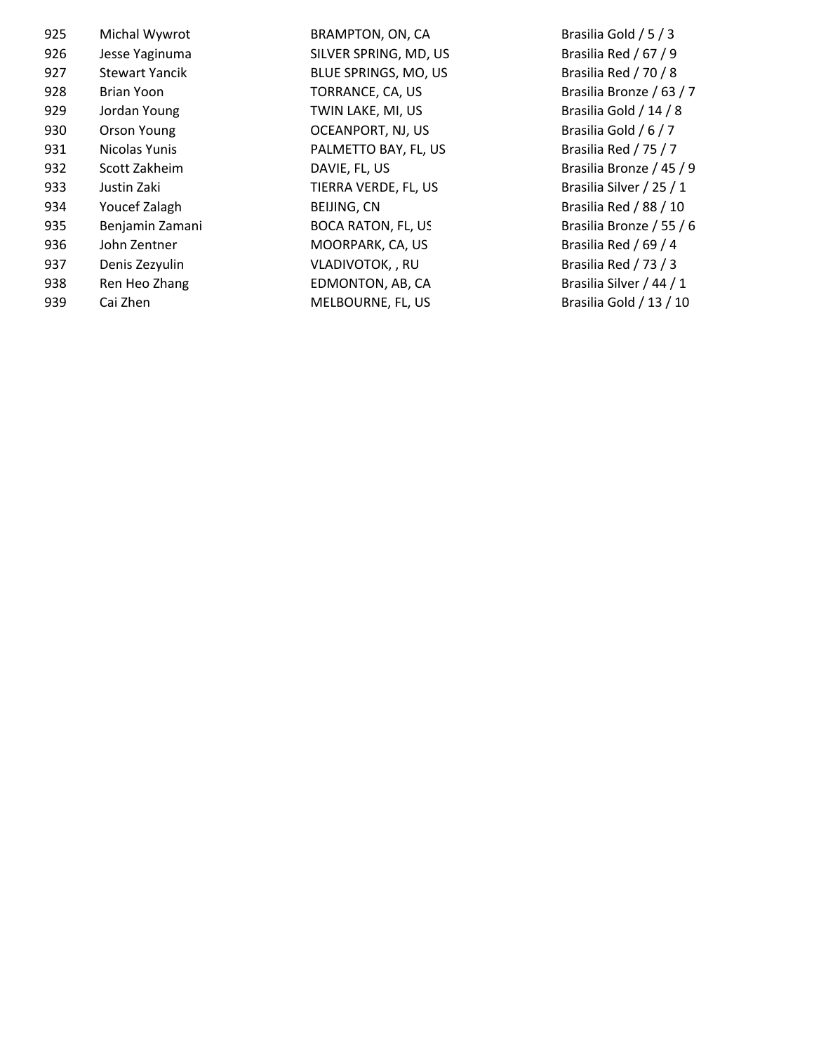| | | | |
|---|---|---|---|
| 925 | Michal Wywrot | BRAMPTON, ON, CA | Brasilia Gold / 5 / 3 |
| 926 | Jesse Yaginuma | SILVER SPRING, MD, US | Brasilia Red / 67 / 9 |
| 927 | Stewart Yancik | BLUE SPRINGS, MO, US | Brasilia Red / 70 / 8 |
| 928 | Brian Yoon | TORRANCE, CA, US | Brasilia Bronze / 63 / 7 |
| 929 | Jordan Young | TWIN LAKE, MI, US | Brasilia Gold / 14 / 8 |
| 930 | Orson Young | OCEANPORT, NJ, US | Brasilia Gold / 6 / 7 |
| 931 | Nicolas Yunis | PALMETTO BAY, FL, US | Brasilia Red / 75 / 7 |
| 932 | Scott Zakheim | DAVIE, FL, US | Brasilia Bronze / 45 / 9 |
| 933 | Justin Zaki | TIERRA VERDE, FL, US | Brasilia Silver / 25 / 1 |
| 934 | Youcef Zalagh | BEIJING, CN | Brasilia Red / 88 / 10 |
| 935 | Benjamin Zamani | BOCA RATON, FL, US | Brasilia Bronze / 55 / 6 |
| 936 | John Zentner | MOORPARK, CA, US | Brasilia Red / 69 / 4 |
| 937 | Denis Zezyulin | VLADIVOTOK, , RU | Brasilia Red / 73 / 3 |
| 938 | Ren Heo Zhang | EDMONTON, AB, CA | Brasilia Silver / 44 / 1 |
| 939 | Cai Zhen | MELBOURNE, FL, US | Brasilia Gold / 13 / 10 |